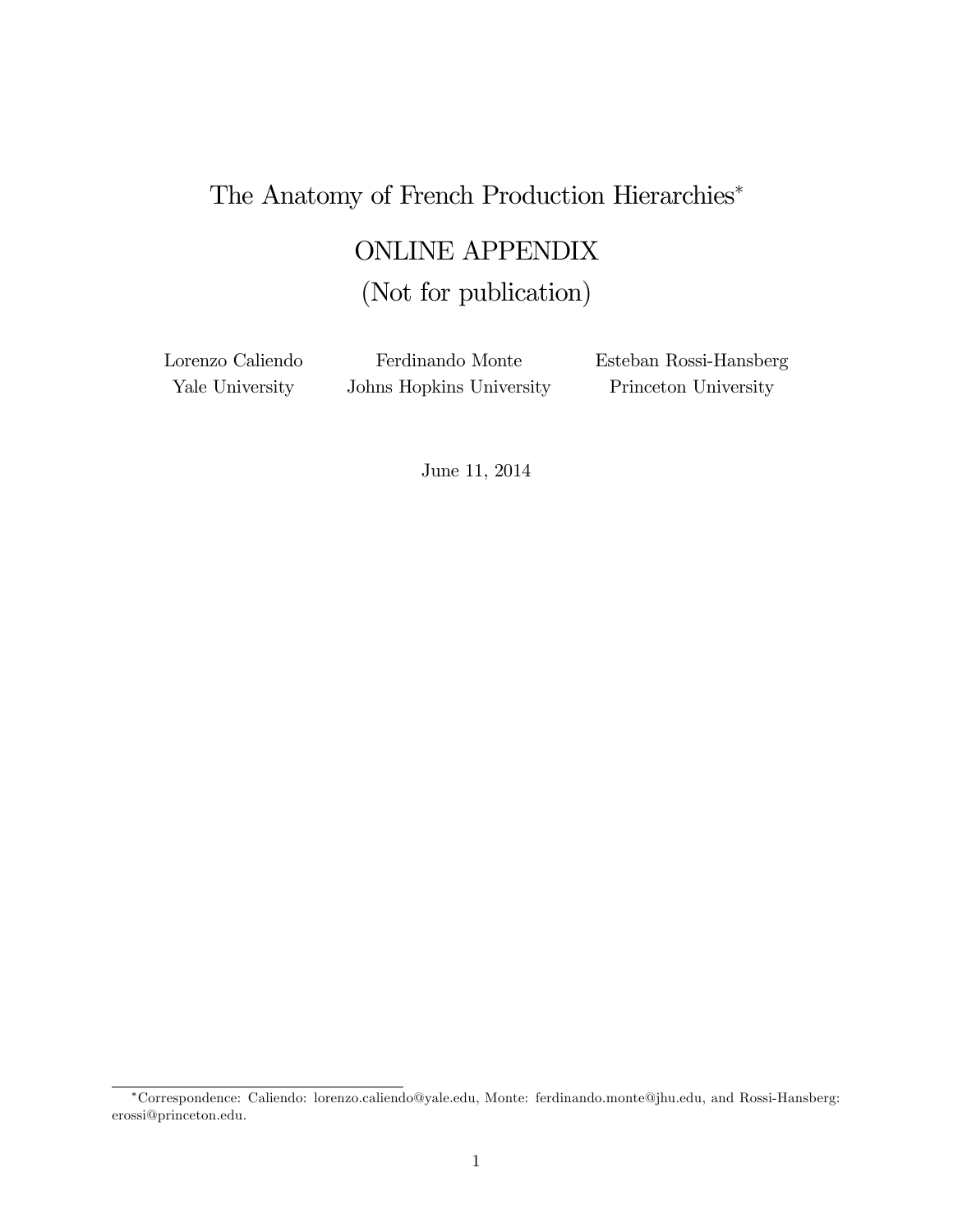# The Anatomy of French Production Hierarchies*

## ONLINE APPENDIX

## (Not for publication)

Lorenzo Caliendo
Yale University

Ferdinando Monte
Johns Hopkins University

Esteban Rossi-Hansberg
Princeton University

June 11, 2014

*Correspondence: Caliendo: lorenzo.caliendo@yale.edu, Monte: ferdinando.monte@jhu.edu, and Rossi-Hansberg: erossi@princeton.edu.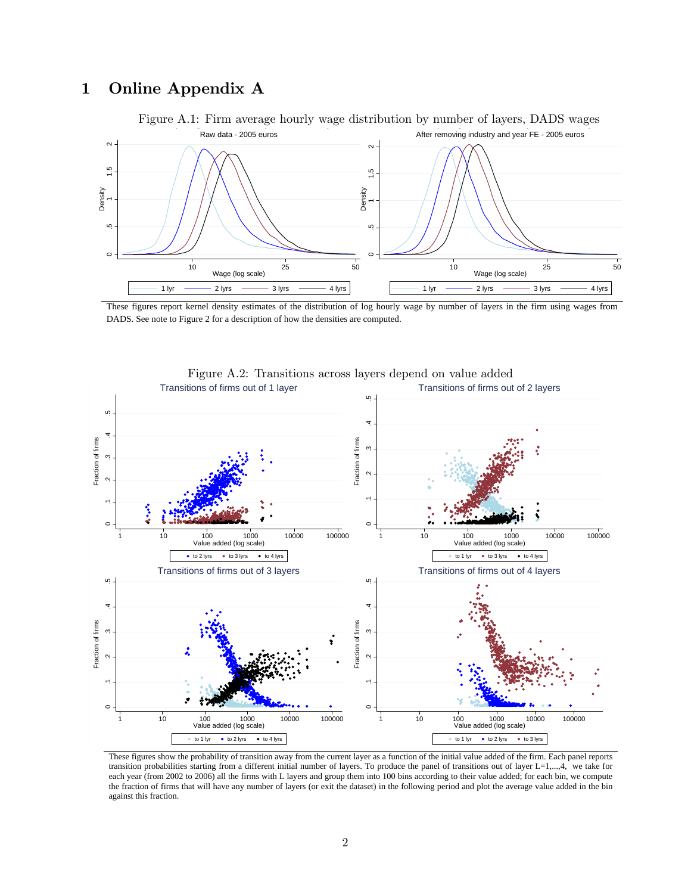# 1 Online Appendix A

Figure A.1: Firm average hourly wage distribution by number of layers, DADS wages

These figures report kernel density estimates of the distribution of log hourly wage by number of layers in the firm using wages from DADS. See note to Figure 2 for a description of how the densities are computed.

Figure A.2: Transitions across layers depend on value added

These figures show the probability of transition away from the current layer as a function of the initial value added of the firm. Each panel reports transition probabilities starting from a different initial number of layers. To produce the panel of transitions out of layer L=1,...,4, we take for each year (from 2002 to 2006) all the firms with L layers and group them into 100 bins according to their value added; for each bin, we compute the fraction of firms that will have any number of layers (or exit the dataset) in the following period and plot the average value added in the bin against this fraction.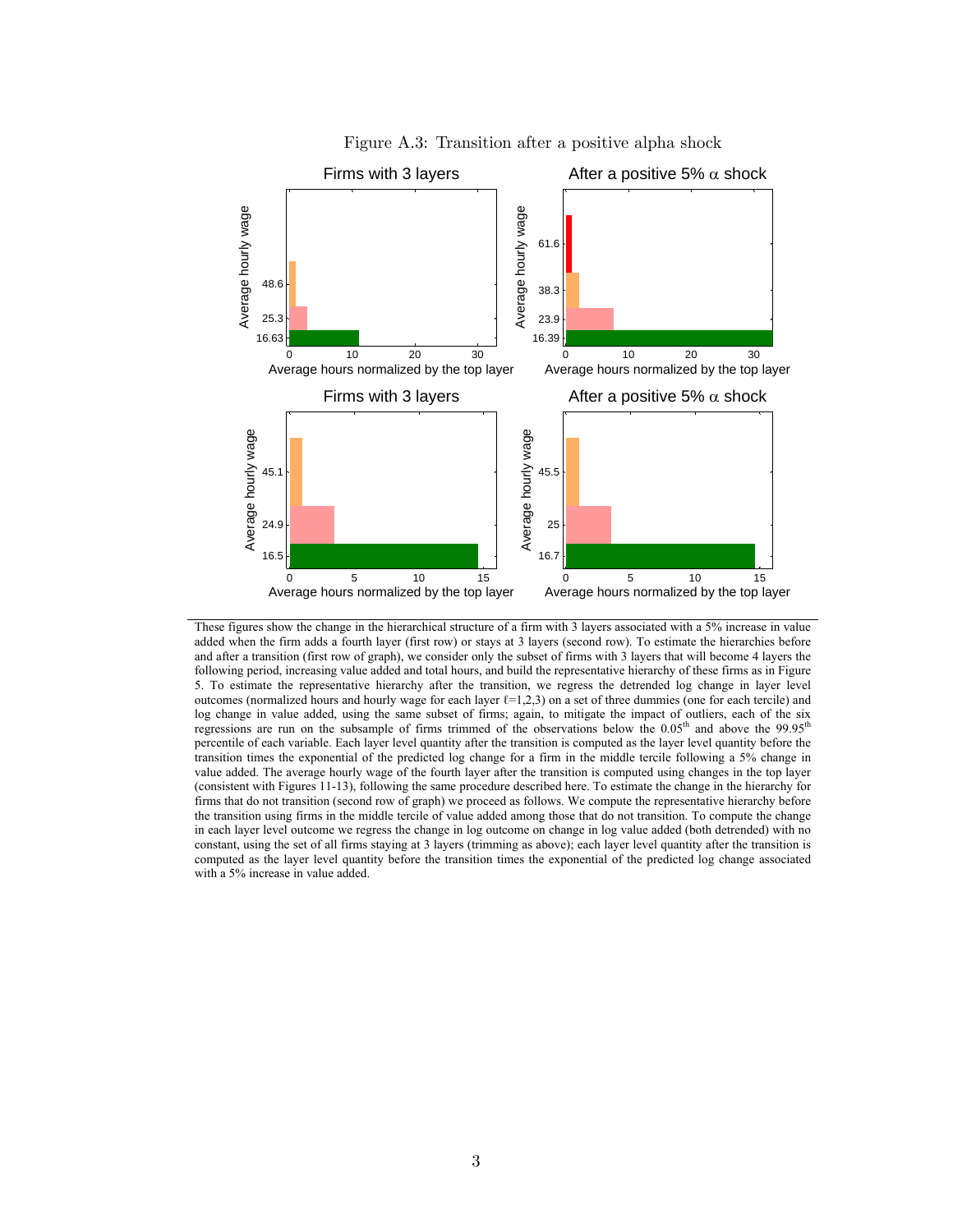Figure A.3: Transition after a positive alpha shock

These figures show the change in the hierarchical structure of a firm with 3 layers associated with a 5% increase in value added when the firm adds a fourth layer (first row) or stays at 3 layers (second row). To estimate the hierarchies before and after a transition (first row of graph), we consider only the subset of firms with 3 layers that will become 4 layers the following period, increasing value added and total hours, and build the representative hierarchy of these firms as in Figure 5. To estimate the representative hierarchy after the transition, we regress the detrended log change in layer level outcomes (normalized hours and hourly wage for each layer $\ell$=1,2,3) on a set of three dummies (one for each tercile) and log change in value added, using the same subset of firms; again, to mitigate the impact of outliers, each of the six regressions are run on the subsample of firms trimmed of the observations below the 0.05th and above the 99.95th percentile of each variable. Each layer level quantity after the transition is computed as the layer level quantity before the transition times the exponential of the predicted log change for a firm in the middle tercile following a 5% change in value added. The average hourly wage of the fourth layer after the transition is computed using changes in the top layer (consistent with Figures 11-13), following the same procedure described here. To estimate the change in the hierarchy for firms that do not transition (second row of graph) we proceed as follows. We compute the representative hierarchy before the transition using firms in the middle tercile of value added among those that do not transition. To compute the change in each layer level outcome we regress the change in log outcome on change in log value added (both detrended) with no constant, using the set of all firms staying at 3 layers (trimming as above); each layer level quantity after the transition is computed as the layer level quantity before the transition times the exponential of the predicted log change associated with a 5% increase in value added.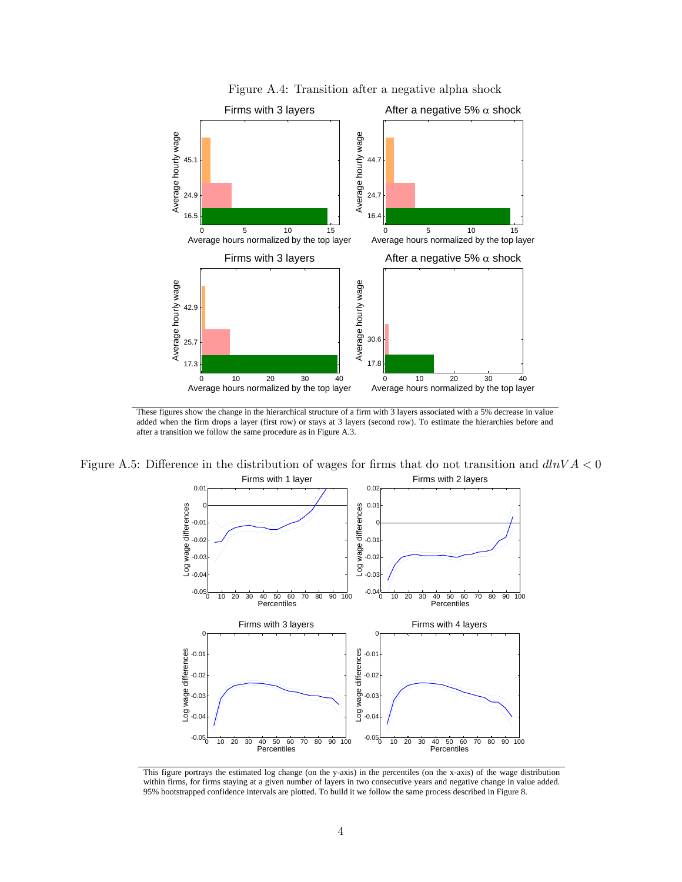Figure A.4: Transition after a negative alpha shock

These figures show the change in the hierarchical structure of a firm with 3 layers associated with a 5% decrease in value added when the firm drops a layer (first row) or stays at 3 layers (second row). To estimate the hierarchies before and after a transition we follow the same procedure as in Figure A.3.

Figure A.5: Difference in the distribution of wages for firms that do not transition and $dlnVA < 0$

This figure portrays the estimated log change (on the y-axis) in the percentiles (on the x-axis) of the wage distribution within firms, for firms staying at a given number of layers in two consecutive years and negative change in value added. 95% bootstrapped confidence intervals are plotted. To build it we follow the same process described in Figure 8.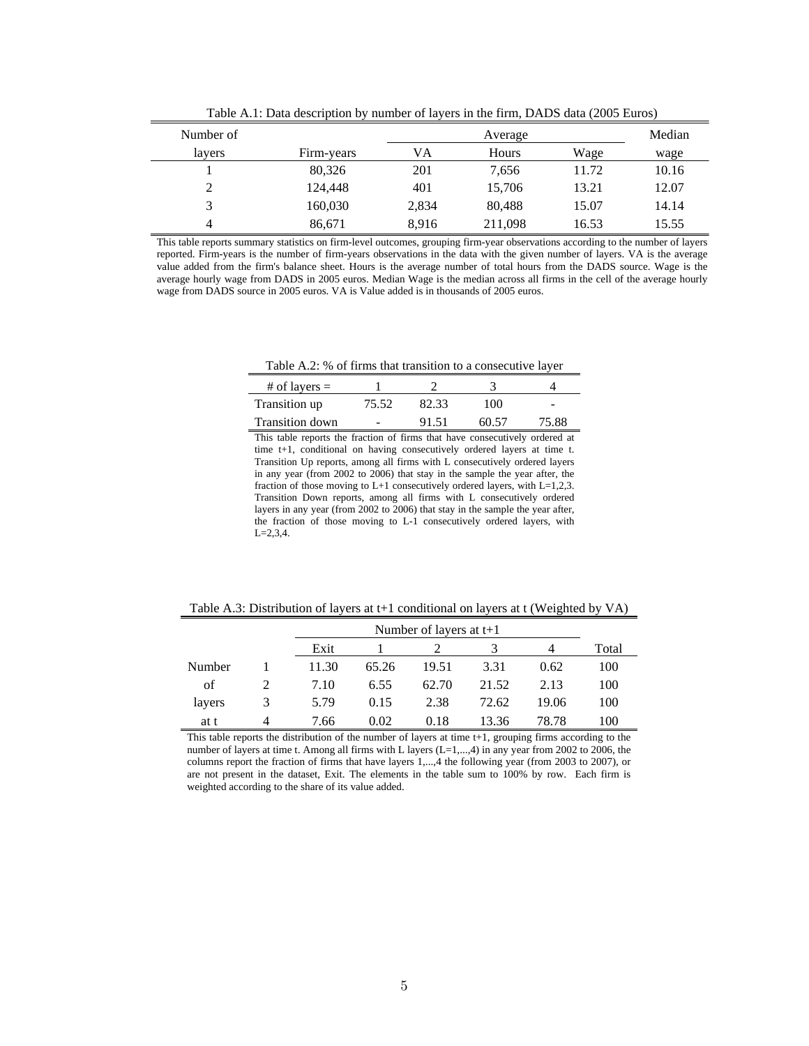Table A.1: Data description by number of layers in the firm, DADS data (2005 Euros)

| Number of | | Average | | | Median |
|---|---|---|---|---|---|
| layers | Firm-years | VA | Hours | Wage | wage |
| 1 | 80,326 | 201 | 7,656 | 11.72 | 10.16 |
| 2 | 124,448 | 401 | 15,706 | 13.21 | 12.07 |
| 3 | 160,030 | 2,834 | 80,488 | 15.07 | 14.14 |
| 4 | 86,671 | 8,916 | 211,098 | 16.53 | 15.55 |

This table reports summary statistics on firm-level outcomes, grouping firm-year observations according to the number of layers reported. Firm-years is the number of firm-years observations in the data with the given number of layers. VA is the average value added from the firm's balance sheet. Hours is the average number of total hours from the DADS source. Wage is the average hourly wage from DADS in 2005 euros. Median Wage is the median across all firms in the cell of the average hourly wage from DADS source in 2005 euros. VA is Value added is in thousands of 2005 euros.

Table A.2: % of firms that transition to a consecutive layer

| # of layers = | 1 | 2 | 3 | 4 |
|---|---|---|---|---|
| Transition up | 75.52 | 82.33 | 100 | - |
| Transition down | - | 91.51 | 60.57 | 75.88 |

This table reports the fraction of firms that have consecutively ordered at time t+1, conditional on having consecutively ordered layers at time t. Transition Up reports, among all firms with L consecutively ordered layers in any year (from 2002 to 2006) that stay in the sample the year after, the fraction of those moving to L+1 consecutively ordered layers, with L=1,2,3. Transition Down reports, among all firms with L consecutively ordered layers in any year (from 2002 to 2006) that stay in the sample the year after, the fraction of those moving to L-1 consecutively ordered layers, with L=2,3,4.

Table A.3: Distribution of layers at t+1 conditional on layers at t (Weighted by VA)

| | | Number of layers at t+1 | | | | | |
|---|---|---|---|---|---|---|---|
| | | Exit | 1 | 2 | 3 | 4 | Total |
| Number | 1 | 11.30 | 65.26 | 19.51 | 3.31 | 0.62 | 100 |
| of | 2 | 7.10 | 6.55 | 62.70 | 21.52 | 2.13 | 100 |
| layers | 3 | 5.79 | 0.15 | 2.38 | 72.62 | 19.06 | 100 |
| at t | 4 | 7.66 | 0.02 | 0.18 | 13.36 | 78.78 | 100 |

This table reports the distribution of the number of layers at time t+1, grouping firms according to the number of layers at time t. Among all firms with L layers (L=1,...,4) in any year from 2002 to 2006, the columns report the fraction of firms that have layers 1,...,4 the following year (from 2003 to 2007), or are not present in the dataset, Exit. The elements in the table sum to 100% by row. Each firm is weighted according to the share of its value added.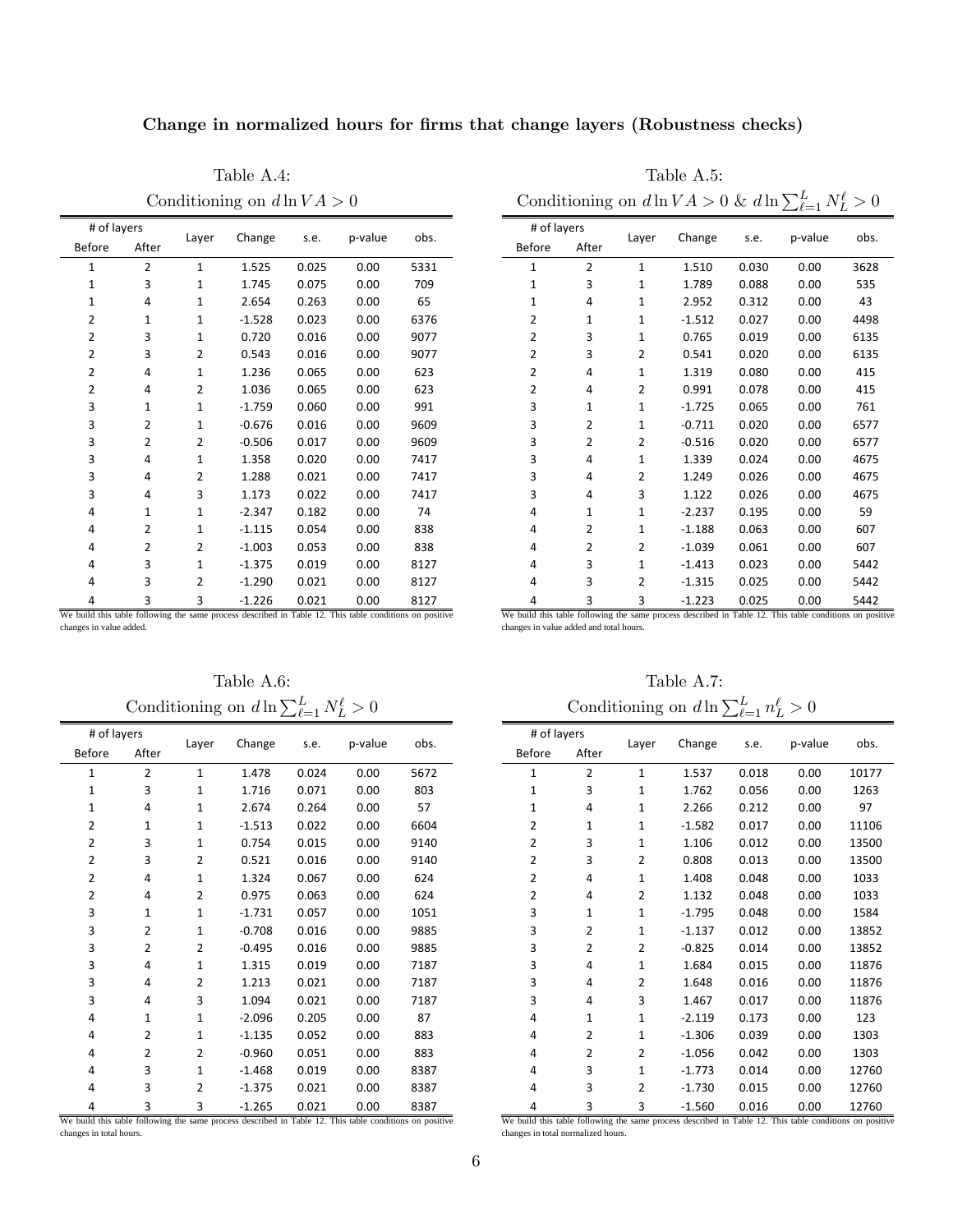## Change in normalized hours for firms that change layers (Robustness checks)

Table A.4:

Conditioning on $d \ln VA > 0$

| # of layers | | Layer | Change | s.e. | p-value | obs. |
|---|---|---|---|---|---|---|
| Before | After | | | | | |
| 1 | 2 | 1 | 1.525 | 0.025 | 0.00 | 5331 |
| 1 | 3 | 1 | 1.745 | 0.075 | 0.00 | 709 |
| 1 | 4 | 1 | 2.654 | 0.263 | 0.00 | 65 |
| 2 | 1 | 1 | -1.528 | 0.023 | 0.00 | 6376 |
| 2 | 3 | 1 | 0.720 | 0.016 | 0.00 | 9077 |
| 2 | 3 | 2 | 0.543 | 0.016 | 0.00 | 9077 |
| 2 | 4 | 1 | 1.236 | 0.065 | 0.00 | 623 |
| 2 | 4 | 2 | 1.036 | 0.065 | 0.00 | 623 |
| 3 | 1 | 1 | -1.759 | 0.060 | 0.00 | 991 |
| 3 | 2 | 1 | -0.676 | 0.016 | 0.00 | 9609 |
| 3 | 2 | 2 | -0.506 | 0.017 | 0.00 | 9609 |
| 3 | 4 | 1 | 1.358 | 0.020 | 0.00 | 7417 |
| 3 | 4 | 2 | 1.288 | 0.021 | 0.00 | 7417 |
| 3 | 4 | 3 | 1.173 | 0.022 | 0.00 | 7417 |
| 4 | 1 | 1 | -2.347 | 0.182 | 0.00 | 74 |
| 4 | 2 | 1 | -1.115 | 0.054 | 0.00 | 838 |
| 4 | 2 | 2 | -1.003 | 0.053 | 0.00 | 838 |
| 4 | 3 | 1 | -1.375 | 0.019 | 0.00 | 8127 |
| 4 | 3 | 2 | -1.290 | 0.021 | 0.00 | 8127 |
| 4 | 3 | 3 | -1.226 | 0.021 | 0.00 | 8127 |

We build this table following the same process described in Table 12. This table conditions on positive changes in value added.

Table A.5:

Conditioning on $d \ln VA > 0$ & $d \ln \sum_{\ell=1}^{L} N_L^{\ell} > 0$

| # of layers | | Layer | Change | s.e. | p-value | obs. |
|---|---|---|---|---|---|---|
| Before | After | | | | | |
| 1 | 2 | 1 | 1.510 | 0.030 | 0.00 | 3628 |
| 1 | 3 | 1 | 1.789 | 0.088 | 0.00 | 535 |
| 1 | 4 | 1 | 2.952 | 0.312 | 0.00 | 43 |
| 2 | 1 | 1 | -1.512 | 0.027 | 0.00 | 4498 |
| 2 | 3 | 1 | 0.765 | 0.019 | 0.00 | 6135 |
| 2 | 3 | 2 | 0.541 | 0.020 | 0.00 | 6135 |
| 2 | 4 | 1 | 1.319 | 0.080 | 0.00 | 415 |
| 2 | 4 | 2 | 0.991 | 0.078 | 0.00 | 415 |
| 3 | 1 | 1 | -1.725 | 0.065 | 0.00 | 761 |
| 3 | 2 | 1 | -0.711 | 0.020 | 0.00 | 6577 |
| 3 | 2 | 2 | -0.516 | 0.020 | 0.00 | 6577 |
| 3 | 4 | 1 | 1.339 | 0.024 | 0.00 | 4675 |
| 3 | 4 | 2 | 1.249 | 0.026 | 0.00 | 4675 |
| 3 | 4 | 3 | 1.122 | 0.026 | 0.00 | 4675 |
| 4 | 1 | 1 | -2.237 | 0.195 | 0.00 | 59 |
| 4 | 2 | 1 | -1.188 | 0.063 | 0.00 | 607 |
| 4 | 2 | 2 | -1.039 | 0.061 | 0.00 | 607 |
| 4 | 3 | 1 | -1.413 | 0.023 | 0.00 | 5442 |
| 4 | 3 | 2 | -1.315 | 0.025 | 0.00 | 5442 |
| 4 | 3 | 3 | -1.223 | 0.025 | 0.00 | 5442 |

We build this table following the same process described in Table 12. This table conditions on positive changes in value added and total hours.

Table A.6:

Conditioning on $d \ln \sum_{\ell=1}^{L} N_L^{\ell} > 0$

| # of layers | | Layer | Change | s.e. | p-value | obs. |
|---|---|---|---|---|---|---|
| Before | After | | | | | |
| 1 | 2 | 1 | 1.478 | 0.024 | 0.00 | 5672 |
| 1 | 3 | 1 | 1.716 | 0.071 | 0.00 | 803 |
| 1 | 4 | 1 | 2.674 | 0.264 | 0.00 | 57 |
| 2 | 1 | 1 | -1.513 | 0.022 | 0.00 | 6604 |
| 2 | 3 | 1 | 0.754 | 0.015 | 0.00 | 9140 |
| 2 | 3 | 2 | 0.521 | 0.016 | 0.00 | 9140 |
| 2 | 4 | 1 | 1.324 | 0.067 | 0.00 | 624 |
| 2 | 4 | 2 | 0.975 | 0.063 | 0.00 | 624 |
| 3 | 1 | 1 | -1.731 | 0.057 | 0.00 | 1051 |
| 3 | 2 | 1 | -0.708 | 0.016 | 0.00 | 9885 |
| 3 | 2 | 2 | -0.495 | 0.016 | 0.00 | 9885 |
| 3 | 4 | 1 | 1.315 | 0.019 | 0.00 | 7187 |
| 3 | 4 | 2 | 1.213 | 0.021 | 0.00 | 7187 |
| 3 | 4 | 3 | 1.094 | 0.021 | 0.00 | 7187 |
| 4 | 1 | 1 | -2.096 | 0.205 | 0.00 | 87 |
| 4 | 2 | 1 | -1.135 | 0.052 | 0.00 | 883 |
| 4 | 2 | 2 | -0.960 | 0.051 | 0.00 | 883 |
| 4 | 3 | 1 | -1.468 | 0.019 | 0.00 | 8387 |
| 4 | 3 | 2 | -1.375 | 0.021 | 0.00 | 8387 |
| 4 | 3 | 3 | -1.265 | 0.021 | 0.00 | 8387 |

We build this table following the same process described in Table 12. This table conditions on positive changes in total hours.

Table A.7:

Conditioning on $d \ln \sum_{\ell=1}^{L} n_L^{\ell} > 0$

| # of layers | | Layer | Change | s.e. | p-value | obs. |
|---|---|---|---|---|---|---|
| Before | After | | | | | |
| 1 | 2 | 1 | 1.537 | 0.018 | 0.00 | 10177 |
| 1 | 3 | 1 | 1.762 | 0.056 | 0.00 | 1263 |
| 1 | 4 | 1 | 2.266 | 0.212 | 0.00 | 97 |
| 2 | 1 | 1 | -1.582 | 0.017 | 0.00 | 11106 |
| 2 | 3 | 1 | 1.106 | 0.012 | 0.00 | 13500 |
| 2 | 3 | 2 | 0.808 | 0.013 | 0.00 | 13500 |
| 2 | 4 | 1 | 1.408 | 0.048 | 0.00 | 1033 |
| 2 | 4 | 2 | 1.132 | 0.048 | 0.00 | 1033 |
| 3 | 1 | 1 | -1.795 | 0.048 | 0.00 | 1584 |
| 3 | 2 | 1 | -1.137 | 0.012 | 0.00 | 13852 |
| 3 | 2 | 2 | -0.825 | 0.014 | 0.00 | 13852 |
| 3 | 4 | 1 | 1.684 | 0.015 | 0.00 | 11876 |
| 3 | 4 | 2 | 1.648 | 0.016 | 0.00 | 11876 |
| 3 | 4 | 3 | 1.467 | 0.017 | 0.00 | 11876 |
| 4 | 1 | 1 | -2.119 | 0.173 | 0.00 | 123 |
| 4 | 2 | 1 | -1.306 | 0.039 | 0.00 | 1303 |
| 4 | 2 | 2 | -1.056 | 0.042 | 0.00 | 1303 |
| 4 | 3 | 1 | -1.773 | 0.014 | 0.00 | 12760 |
| 4 | 3 | 2 | -1.730 | 0.015 | 0.00 | 12760 |
| 4 | 3 | 3 | -1.560 | 0.016 | 0.00 | 12760 |

We build this table following the same process described in Table 12. This table conditions on positive changes in total normalized hours.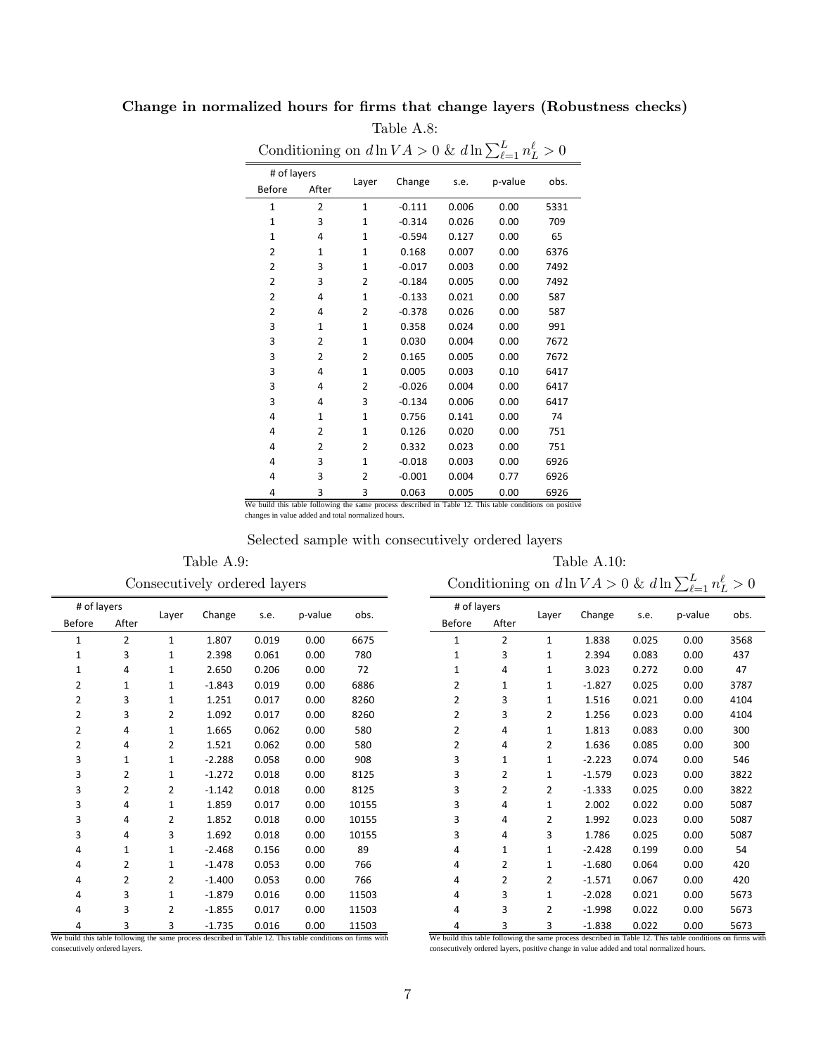### Change in normalized hours for firms that change layers (Robustness checks)

Table A.8:

Conditioning on $d \ln VA > 0$ & $d \ln \sum_{\ell=1}^{L} n_L^\ell > 0$

| # of layers | | Layer | Change | s.e. | p-value | obs. |
|---|---|---|---|---|---|---|
| Before | After | | | | | |
| 1 | 2 | 1 | -0.111 | 0.006 | 0.00 | 5331 |
| 1 | 3 | 1 | -0.314 | 0.026 | 0.00 | 709 |
| 1 | 4 | 1 | -0.594 | 0.127 | 0.00 | 65 |
| 2 | 1 | 1 | 0.168 | 0.007 | 0.00 | 6376 |
| 2 | 3 | 1 | -0.017 | 0.003 | 0.00 | 7492 |
| 2 | 3 | 2 | -0.184 | 0.005 | 0.00 | 7492 |
| 2 | 4 | 1 | -0.133 | 0.021 | 0.00 | 587 |
| 2 | 4 | 2 | -0.378 | 0.026 | 0.00 | 587 |
| 3 | 1 | 1 | 0.358 | 0.024 | 0.00 | 991 |
| 3 | 2 | 1 | 0.030 | 0.004 | 0.00 | 7672 |
| 3 | 2 | 2 | 0.165 | 0.005 | 0.00 | 7672 |
| 3 | 4 | 1 | 0.005 | 0.003 | 0.10 | 6417 |
| 3 | 4 | 2 | -0.026 | 0.004 | 0.00 | 6417 |
| 3 | 4 | 3 | -0.134 | 0.006 | 0.00 | 6417 |
| 4 | 1 | 1 | 0.756 | 0.141 | 0.00 | 74 |
| 4 | 2 | 1 | 0.126 | 0.020 | 0.00 | 751 |
| 4 | 2 | 2 | 0.332 | 0.023 | 0.00 | 751 |
| 4 | 3 | 1 | -0.018 | 0.003 | 0.00 | 6926 |
| 4 | 3 | 2 | -0.001 | 0.004 | 0.77 | 6926 |
| 4 | 3 | 3 | 0.063 | 0.005 | 0.00 | 6926 |

We build this table following the same process described in Table 12. This table conditions on positive changes in value added and total normalized hours.

Selected sample with consecutively ordered layers

Table A.9:

Consecutively ordered layers

| # of layers | | Layer | Change | s.e. | p-value | obs. |
|---|---|---|---|---|---|---|
| Before | After | | | | | |
| 1 | 2 | 1 | 1.807 | 0.019 | 0.00 | 6675 |
| 1 | 3 | 1 | 2.398 | 0.061 | 0.00 | 780 |
| 1 | 4 | 1 | 2.650 | 0.206 | 0.00 | 72 |
| 2 | 1 | 1 | -1.843 | 0.019 | 0.00 | 6886 |
| 2 | 3 | 1 | 1.251 | 0.017 | 0.00 | 8260 |
| 2 | 3 | 2 | 1.092 | 0.017 | 0.00 | 8260 |
| 2 | 4 | 1 | 1.665 | 0.062 | 0.00 | 580 |
| 2 | 4 | 2 | 1.521 | 0.062 | 0.00 | 580 |
| 3 | 1 | 1 | -2.288 | 0.058 | 0.00 | 908 |
| 3 | 2 | 1 | -1.272 | 0.018 | 0.00 | 8125 |
| 3 | 2 | 2 | -1.142 | 0.018 | 0.00 | 8125 |
| 3 | 4 | 1 | 1.859 | 0.017 | 0.00 | 10155 |
| 3 | 4 | 2 | 1.852 | 0.018 | 0.00 | 10155 |
| 3 | 4 | 3 | 1.692 | 0.018 | 0.00 | 10155 |
| 4 | 1 | 1 | -2.468 | 0.156 | 0.00 | 89 |
| 4 | 2 | 1 | -1.478 | 0.053 | 0.00 | 766 |
| 4 | 2 | 2 | -1.400 | 0.053 | 0.00 | 766 |
| 4 | 3 | 1 | -1.879 | 0.016 | 0.00 | 11503 |
| 4 | 3 | 2 | -1.855 | 0.017 | 0.00 | 11503 |
| 4 | 3 | 3 | -1.735 | 0.016 | 0.00 | 11503 |

We build this table following the same process described in Table 12. This table conditions on firms with consecutively ordered layers.

Table A.10:

Conditioning on $d \ln VA > 0$ & $d \ln \sum_{\ell=1}^{L} n_L^\ell > 0$

| # of layers | | Layer | Change | s.e. | p-value | obs. |
|---|---|---|---|---|---|---|
| Before | After | | | | | |
| 1 | 2 | 1 | 1.838 | 0.025 | 0.00 | 3568 |
| 1 | 3 | 1 | 2.394 | 0.083 | 0.00 | 437 |
| 1 | 4 | 1 | 3.023 | 0.272 | 0.00 | 47 |
| 2 | 1 | 1 | -1.827 | 0.025 | 0.00 | 3787 |
| 2 | 3 | 1 | 1.516 | 0.021 | 0.00 | 4104 |
| 2 | 3 | 2 | 1.256 | 0.023 | 0.00 | 4104 |
| 2 | 4 | 1 | 1.813 | 0.083 | 0.00 | 300 |
| 2 | 4 | 2 | 1.636 | 0.085 | 0.00 | 300 |
| 3 | 1 | 1 | -2.223 | 0.074 | 0.00 | 546 |
| 3 | 2 | 1 | -1.579 | 0.023 | 0.00 | 3822 |
| 3 | 2 | 2 | -1.333 | 0.025 | 0.00 | 3822 |
| 3 | 4 | 1 | 2.002 | 0.022 | 0.00 | 5087 |
| 3 | 4 | 2 | 1.992 | 0.023 | 0.00 | 5087 |
| 3 | 4 | 3 | 1.786 | 0.025 | 0.00 | 5087 |
| 4 | 1 | 1 | -2.428 | 0.199 | 0.00 | 54 |
| 4 | 2 | 1 | -1.680 | 0.064 | 0.00 | 420 |
| 4 | 2 | 2 | -1.571 | 0.067 | 0.00 | 420 |
| 4 | 3 | 1 | -2.028 | 0.021 | 0.00 | 5673 |
| 4 | 3 | 2 | -1.998 | 0.022 | 0.00 | 5673 |
| 4 | 3 | 3 | -1.838 | 0.022 | 0.00 | 5673 |

We build this table following the same process described in Table 12. This table conditions on firms with consecutively ordered layers, positive change in value added and total normalized hours.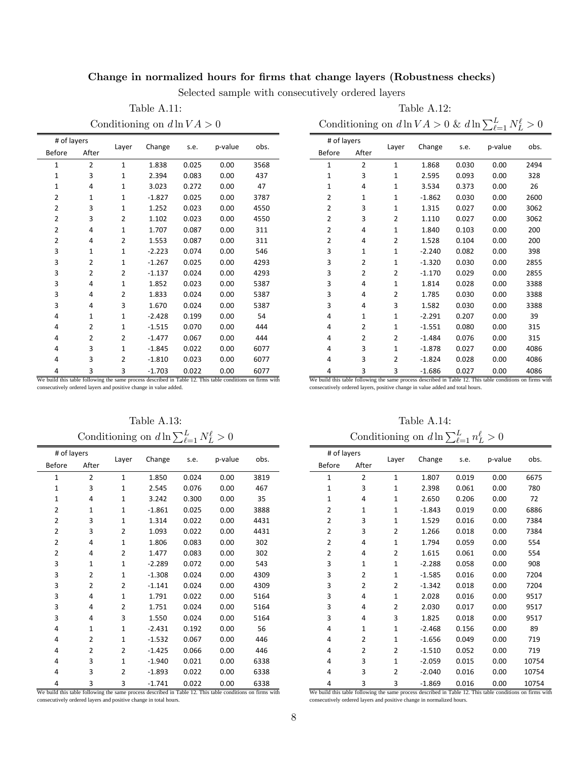# Change in normalized hours for firms that change layers (Robustness checks)

Selected sample with consecutively ordered layers

### Table A.11:

Conditioning on $d \ln VA > 0$

| # of layers | | Layer | Change | s.e. | p-value | obs. |
|---|---|---|---|---|---|---|
| Before | After | | | | | |
| 1 | 2 | 1 | 1.838 | 0.025 | 0.00 | 3568 |
| 1 | 3 | 1 | 2.394 | 0.083 | 0.00 | 437 |
| 1 | 4 | 1 | 3.023 | 0.272 | 0.00 | 47 |
| 2 | 1 | 1 | -1.827 | 0.025 | 0.00 | 3787 |
| 2 | 3 | 1 | 1.252 | 0.023 | 0.00 | 4550 |
| 2 | 3 | 2 | 1.102 | 0.023 | 0.00 | 4550 |
| 2 | 4 | 1 | 1.707 | 0.087 | 0.00 | 311 |
| 2 | 4 | 2 | 1.553 | 0.087 | 0.00 | 311 |
| 3 | 1 | 1 | -2.223 | 0.074 | 0.00 | 546 |
| 3 | 2 | 1 | -1.267 | 0.025 | 0.00 | 4293 |
| 3 | 2 | 2 | -1.137 | 0.024 | 0.00 | 4293 |
| 3 | 4 | 1 | 1.852 | 0.023 | 0.00 | 5387 |
| 3 | 4 | 2 | 1.833 | 0.024 | 0.00 | 5387 |
| 3 | 4 | 3 | 1.670 | 0.024 | 0.00 | 5387 |
| 4 | 1 | 1 | -2.428 | 0.199 | 0.00 | 54 |
| 4 | 2 | 1 | -1.515 | 0.070 | 0.00 | 444 |
| 4 | 2 | 2 | -1.477 | 0.067 | 0.00 | 444 |
| 4 | 3 | 1 | -1.845 | 0.022 | 0.00 | 6077 |
| 4 | 3 | 2 | -1.810 | 0.023 | 0.00 | 6077 |
| 4 | 3 | 3 | -1.703 | 0.022 | 0.00 | 6077 |

We build this table following the same process described in Table 12. This table conditions on firms with consecutively ordered layers and positive change in value added.

### Table A.12:

Conditioning on $d \ln VA > 0$ & $d \ln \sum_{\ell=1}^{L} N_L^\ell > 0$

| # of layers | | Layer | Change | s.e. | p-value | obs. |
|---|---|---|---|---|---|---|
| Before | After | | | | | |
| 1 | 2 | 1 | 1.868 | 0.030 | 0.00 | 2494 |
| 1 | 3 | 1 | 2.595 | 0.093 | 0.00 | 328 |
| 1 | 4 | 1 | 3.534 | 0.373 | 0.00 | 26 |
| 2 | 1 | 1 | -1.862 | 0.030 | 0.00 | 2600 |
| 2 | 3 | 1 | 1.315 | 0.027 | 0.00 | 3062 |
| 2 | 3 | 2 | 1.110 | 0.027 | 0.00 | 3062 |
| 2 | 4 | 1 | 1.840 | 0.103 | 0.00 | 200 |
| 2 | 4 | 2 | 1.528 | 0.104 | 0.00 | 200 |
| 3 | 1 | 1 | -2.240 | 0.082 | 0.00 | 398 |
| 3 | 2 | 1 | -1.320 | 0.030 | 0.00 | 2855 |
| 3 | 2 | 2 | -1.170 | 0.029 | 0.00 | 2855 |
| 3 | 4 | 1 | 1.814 | 0.028 | 0.00 | 3388 |
| 3 | 4 | 2 | 1.785 | 0.030 | 0.00 | 3388 |
| 3 | 4 | 3 | 1.582 | 0.030 | 0.00 | 3388 |
| 4 | 1 | 1 | -2.291 | 0.207 | 0.00 | 39 |
| 4 | 2 | 1 | -1.551 | 0.080 | 0.00 | 315 |
| 4 | 2 | 2 | -1.484 | 0.076 | 0.00 | 315 |
| 4 | 3 | 1 | -1.878 | 0.027 | 0.00 | 4086 |
| 4 | 3 | 2 | -1.824 | 0.028 | 0.00 | 4086 |
| 4 | 3 | 3 | -1.686 | 0.027 | 0.00 | 4086 |

We build this table following the same process described in Table 12. This table conditions on firms with consecutively ordered layers, positive change in value added and total hours.

### Table A.13:

Conditioning on $d \ln \sum_{\ell=1}^{L} N_L^\ell > 0$

| # of layers | | Layer | Change | s.e. | p-value | obs. |
|---|---|---|---|---|---|---|
| Before | After | | | | | |
| 1 | 2 | 1 | 1.850 | 0.024 | 0.00 | 3819 |
| 1 | 3 | 1 | 2.545 | 0.076 | 0.00 | 467 |
| 1 | 4 | 1 | 3.242 | 0.300 | 0.00 | 35 |
| 2 | 1 | 1 | -1.861 | 0.025 | 0.00 | 3888 |
| 2 | 3 | 1 | 1.314 | 0.022 | 0.00 | 4431 |
| 2 | 3 | 2 | 1.093 | 0.022 | 0.00 | 4431 |
| 2 | 4 | 1 | 1.806 | 0.083 | 0.00 | 302 |
| 2 | 4 | 2 | 1.477 | 0.083 | 0.00 | 302 |
| 3 | 1 | 1 | -2.289 | 0.072 | 0.00 | 543 |
| 3 | 2 | 1 | -1.308 | 0.024 | 0.00 | 4309 |
| 3 | 2 | 2 | -1.141 | 0.024 | 0.00 | 4309 |
| 3 | 4 | 1 | 1.791 | 0.022 | 0.00 | 5164 |
| 3 | 4 | 2 | 1.751 | 0.024 | 0.00 | 5164 |
| 3 | 4 | 3 | 1.550 | 0.024 | 0.00 | 5164 |
| 4 | 1 | 1 | -2.431 | 0.192 | 0.00 | 56 |
| 4 | 2 | 1 | -1.532 | 0.067 | 0.00 | 446 |
| 4 | 2 | 2 | -1.425 | 0.066 | 0.00 | 446 |
| 4 | 3 | 1 | -1.940 | 0.021 | 0.00 | 6338 |
| 4 | 3 | 2 | -1.893 | 0.022 | 0.00 | 6338 |
| 4 | 3 | 3 | -1.741 | 0.022 | 0.00 | 6338 |

We build this table following the same process described in Table 12. This table conditions on firms with consecutively ordered layers and positive change in total hours.

### Table A.14:

Conditioning on $d \ln \sum_{\ell=1}^{L} n_L^\ell > 0$

| # of layers | | Layer | Change | s.e. | p-value | obs. |
|---|---|---|---|---|---|---|
| Before | After | | | | | |
| 1 | 2 | 1 | 1.807 | 0.019 | 0.00 | 6675 |
| 1 | 3 | 1 | 2.398 | 0.061 | 0.00 | 780 |
| 1 | 4 | 1 | 2.650 | 0.206 | 0.00 | 72 |
| 2 | 1 | 1 | -1.843 | 0.019 | 0.00 | 6886 |
| 2 | 3 | 1 | 1.529 | 0.016 | 0.00 | 7384 |
| 2 | 3 | 2 | 1.266 | 0.018 | 0.00 | 7384 |
| 2 | 4 | 1 | 1.794 | 0.059 | 0.00 | 554 |
| 2 | 4 | 2 | 1.615 | 0.061 | 0.00 | 554 |
| 3 | 1 | 1 | -2.288 | 0.058 | 0.00 | 908 |
| 3 | 2 | 1 | -1.585 | 0.016 | 0.00 | 7204 |
| 3 | 2 | 2 | -1.342 | 0.018 | 0.00 | 7204 |
| 3 | 4 | 1 | 2.028 | 0.016 | 0.00 | 9517 |
| 3 | 4 | 2 | 2.030 | 0.017 | 0.00 | 9517 |
| 3 | 4 | 3 | 1.825 | 0.018 | 0.00 | 9517 |
| 4 | 1 | 1 | -2.468 | 0.156 | 0.00 | 89 |
| 4 | 2 | 1 | -1.656 | 0.049 | 0.00 | 719 |
| 4 | 2 | 2 | -1.510 | 0.052 | 0.00 | 719 |
| 4 | 3 | 1 | -2.059 | 0.015 | 0.00 | 10754 |
| 4 | 3 | 2 | -2.040 | 0.016 | 0.00 | 10754 |
| 4 | 3 | 3 | -1.869 | 0.016 | 0.00 | 10754 |

We build this table following the same process described in Table 12. This table conditions on firms with consecutively ordered layers and positive change in normalized hours.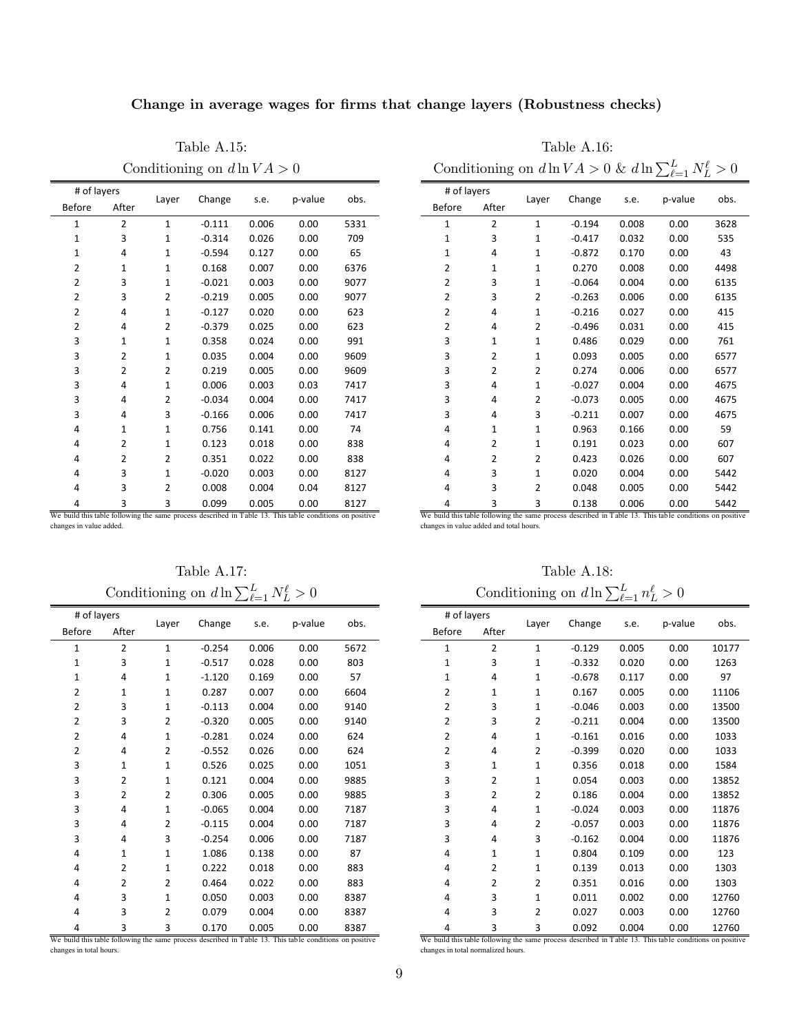## Change in average wages for firms that change layers (Robustness checks)

Table A.15:

Conditioning on $d \ln VA > 0$

| # of layers | | Layer | Change | s.e. | p-value | obs. |
|---|---|---|---|---|---|---|
| Before | After | | | | | |
| 1 | 2 | 1 | -0.111 | 0.006 | 0.00 | 5331 |
| 1 | 3 | 1 | -0.314 | 0.026 | 0.00 | 709 |
| 1 | 4 | 1 | -0.594 | 0.127 | 0.00 | 65 |
| 2 | 1 | 1 | 0.168 | 0.007 | 0.00 | 6376 |
| 2 | 3 | 1 | -0.021 | 0.003 | 0.00 | 9077 |
| 2 | 3 | 2 | -0.219 | 0.005 | 0.00 | 9077 |
| 2 | 4 | 1 | -0.127 | 0.020 | 0.00 | 623 |
| 2 | 4 | 2 | -0.379 | 0.025 | 0.00 | 623 |
| 3 | 1 | 1 | 0.358 | 0.024 | 0.00 | 991 |
| 3 | 2 | 1 | 0.035 | 0.004 | 0.00 | 9609 |
| 3 | 2 | 2 | 0.219 | 0.005 | 0.00 | 9609 |
| 3 | 4 | 1 | 0.006 | 0.003 | 0.03 | 7417 |
| 3 | 4 | 2 | -0.034 | 0.004 | 0.00 | 7417 |
| 3 | 4 | 3 | -0.166 | 0.006 | 0.00 | 7417 |
| 4 | 1 | 1 | 0.756 | 0.141 | 0.00 | 74 |
| 4 | 2 | 1 | 0.123 | 0.018 | 0.00 | 838 |
| 4 | 2 | 2 | 0.351 | 0.022 | 0.00 | 838 |
| 4 | 3 | 1 | -0.020 | 0.003 | 0.00 | 8127 |
| 4 | 3 | 2 | 0.008 | 0.004 | 0.04 | 8127 |
| 4 | 3 | 3 | 0.099 | 0.005 | 0.00 | 8127 |

We build this table following the same process described in Table 13. This table conditions on positive changes in value added.

Table A.16:

Conditioning on $d \ln VA > 0$ & $d \ln \sum_{\ell=1}^{L} N_L^{\ell} > 0$

| # of layers | | Layer | Change | s.e. | p-value | obs. |
|---|---|---|---|---|---|---|
| Before | After | | | | | |
| 1 | 2 | 1 | -0.194 | 0.008 | 0.00 | 3628 |
| 1 | 3 | 1 | -0.417 | 0.032 | 0.00 | 535 |
| 1 | 4 | 1 | -0.872 | 0.170 | 0.00 | 43 |
| 2 | 1 | 1 | 0.270 | 0.008 | 0.00 | 4498 |
| 2 | 3 | 1 | -0.064 | 0.004 | 0.00 | 6135 |
| 2 | 3 | 2 | -0.263 | 0.006 | 0.00 | 6135 |
| 2 | 4 | 1 | -0.216 | 0.027 | 0.00 | 415 |
| 2 | 4 | 2 | -0.496 | 0.031 | 0.00 | 415 |
| 3 | 1 | 1 | 0.486 | 0.029 | 0.00 | 761 |
| 3 | 2 | 1 | 0.093 | 0.005 | 0.00 | 6577 |
| 3 | 2 | 2 | 0.274 | 0.006 | 0.00 | 6577 |
| 3 | 4 | 1 | -0.027 | 0.004 | 0.00 | 4675 |
| 3 | 4 | 2 | -0.073 | 0.005 | 0.00 | 4675 |
| 3 | 4 | 3 | -0.211 | 0.007 | 0.00 | 4675 |
| 4 | 1 | 1 | 0.963 | 0.166 | 0.00 | 59 |
| 4 | 2 | 1 | 0.191 | 0.023 | 0.00 | 607 |
| 4 | 2 | 2 | 0.423 | 0.026 | 0.00 | 607 |
| 4 | 3 | 1 | 0.020 | 0.004 | 0.00 | 5442 |
| 4 | 3 | 2 | 0.048 | 0.005 | 0.00 | 5442 |
| 4 | 3 | 3 | 0.138 | 0.006 | 0.00 | 5442 |

We build this table following the same process described in Table 13. This table conditions on positive changes in value added and total hours.

Table A.17:

Conditioning on $d \ln \sum_{\ell=1}^{L} N_L^{\ell} > 0$

| # of layers | | Layer | Change | s.e. | p-value | obs. |
|---|---|---|---|---|---|---|
| Before | After | | | | | |
| 1 | 2 | 1 | -0.254 | 0.006 | 0.00 | 5672 |
| 1 | 3 | 1 | -0.517 | 0.028 | 0.00 | 803 |
| 1 | 4 | 1 | -1.120 | 0.169 | 0.00 | 57 |
| 2 | 1 | 1 | 0.287 | 0.007 | 0.00 | 6604 |
| 2 | 3 | 1 | -0.113 | 0.004 | 0.00 | 9140 |
| 2 | 3 | 2 | -0.320 | 0.005 | 0.00 | 9140 |
| 2 | 4 | 1 | -0.281 | 0.024 | 0.00 | 624 |
| 2 | 4 | 2 | -0.552 | 0.026 | 0.00 | 624 |
| 3 | 1 | 1 | 0.526 | 0.025 | 0.00 | 1051 |
| 3 | 2 | 1 | 0.121 | 0.004 | 0.00 | 9885 |
| 3 | 2 | 2 | 0.306 | 0.005 | 0.00 | 9885 |
| 3 | 4 | 1 | -0.065 | 0.004 | 0.00 | 7187 |
| 3 | 4 | 2 | -0.115 | 0.004 | 0.00 | 7187 |
| 3 | 4 | 3 | -0.254 | 0.006 | 0.00 | 7187 |
| 4 | 1 | 1 | 1.086 | 0.138 | 0.00 | 87 |
| 4 | 2 | 1 | 0.222 | 0.018 | 0.00 | 883 |
| 4 | 2 | 2 | 0.464 | 0.022 | 0.00 | 883 |
| 4 | 3 | 1 | 0.050 | 0.003 | 0.00 | 8387 |
| 4 | 3 | 2 | 0.079 | 0.004 | 0.00 | 8387 |
| 4 | 3 | 3 | 0.170 | 0.005 | 0.00 | 8387 |

We build this table following the same process described in Table 13. This table conditions on positive changes in total hours.

Table A.18:

Conditioning on $d \ln \sum_{\ell=1}^{L} n_L^{\ell} > 0$

| # of layers | | Layer | Change | s.e. | p-value | obs. |
|---|---|---|---|---|---|---|
| Before | After | | | | | |
| 1 | 2 | 1 | -0.129 | 0.005 | 0.00 | 10177 |
| 1 | 3 | 1 | -0.332 | 0.020 | 0.00 | 1263 |
| 1 | 4 | 1 | -0.678 | 0.117 | 0.00 | 97 |
| 2 | 1 | 1 | 0.167 | 0.005 | 0.00 | 11106 |
| 2 | 3 | 1 | -0.046 | 0.003 | 0.00 | 13500 |
| 2 | 3 | 2 | -0.211 | 0.004 | 0.00 | 13500 |
| 2 | 4 | 1 | -0.161 | 0.016 | 0.00 | 1033 |
| 2 | 4 | 2 | -0.399 | 0.020 | 0.00 | 1033 |
| 3 | 1 | 1 | 0.356 | 0.018 | 0.00 | 1584 |
| 3 | 2 | 1 | 0.054 | 0.003 | 0.00 | 13852 |
| 3 | 2 | 2 | 0.186 | 0.004 | 0.00 | 13852 |
| 3 | 4 | 1 | -0.024 | 0.003 | 0.00 | 11876 |
| 3 | 4 | 2 | -0.057 | 0.003 | 0.00 | 11876 |
| 3 | 4 | 3 | -0.162 | 0.004 | 0.00 | 11876 |
| 4 | 1 | 1 | 0.804 | 0.109 | 0.00 | 123 |
| 4 | 2 | 1 | 0.139 | 0.013 | 0.00 | 1303 |
| 4 | 2 | 2 | 0.351 | 0.016 | 0.00 | 1303 |
| 4 | 3 | 1 | 0.011 | 0.002 | 0.00 | 12760 |
| 4 | 3 | 2 | 0.027 | 0.003 | 0.00 | 12760 |
| 4 | 3 | 3 | 0.092 | 0.004 | 0.00 | 12760 |

We build this table following the same process described in Table 13. This table conditions on positive changes in total normalized hours.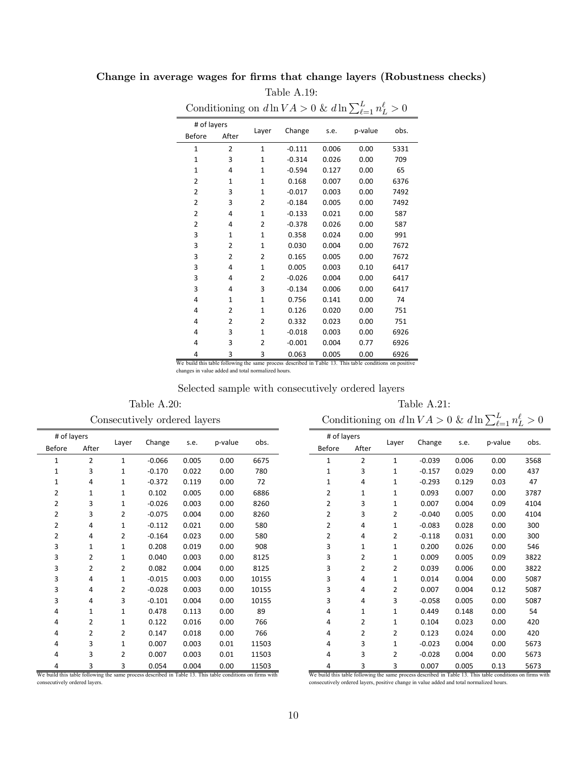**Change in average wages for firms that change layers (Robustness checks)**

Table A.19:

Conditioning on $d \ln VA > 0$ & $d \ln \sum_{\ell=1}^{L} n_L^\ell > 0$

| # of layers Before | # of layers After | Layer | Change | s.e. | p-value | obs. |
|---|---|---|---|---|---|---|
| 1 | 2 | 1 | -0.111 | 0.006 | 0.00 | 5331 |
| 1 | 3 | 1 | -0.314 | 0.026 | 0.00 | 709 |
| 1 | 4 | 1 | -0.594 | 0.127 | 0.00 | 65 |
| 2 | 1 | 1 | 0.168 | 0.007 | 0.00 | 6376 |
| 2 | 3 | 1 | -0.017 | 0.003 | 0.00 | 7492 |
| 2 | 3 | 2 | -0.184 | 0.005 | 0.00 | 7492 |
| 2 | 4 | 1 | -0.133 | 0.021 | 0.00 | 587 |
| 2 | 4 | 2 | -0.378 | 0.026 | 0.00 | 587 |
| 3 | 1 | 1 | 0.358 | 0.024 | 0.00 | 991 |
| 3 | 2 | 1 | 0.030 | 0.004 | 0.00 | 7672 |
| 3 | 2 | 2 | 0.165 | 0.005 | 0.00 | 7672 |
| 3 | 4 | 1 | 0.005 | 0.003 | 0.10 | 6417 |
| 3 | 4 | 2 | -0.026 | 0.004 | 0.00 | 6417 |
| 3 | 4 | 3 | -0.134 | 0.006 | 0.00 | 6417 |
| 4 | 1 | 1 | 0.756 | 0.141 | 0.00 | 74 |
| 4 | 2 | 1 | 0.126 | 0.020 | 0.00 | 751 |
| 4 | 2 | 2 | 0.332 | 0.023 | 0.00 | 751 |
| 4 | 3 | 1 | -0.018 | 0.003 | 0.00 | 6926 |
| 4 | 3 | 2 | -0.001 | 0.004 | 0.77 | 6926 |
| 4 | 3 | 3 | 0.063 | 0.005 | 0.00 | 6926 |

We build this table following the same process described in Table 13. This table conditions on positive changes in value added and total normalized hours.

Selected sample with consecutively ordered layers

Table A.20:

Consecutively ordered layers

| # of layers Before | # of layers After | Layer | Change | s.e. | p-value | obs. |
|---|---|---|---|---|---|---|
| 1 | 2 | 1 | -0.066 | 0.005 | 0.00 | 6675 |
| 1 | 3 | 1 | -0.170 | 0.022 | 0.00 | 780 |
| 1 | 4 | 1 | -0.372 | 0.119 | 0.00 | 72 |
| 2 | 1 | 1 | 0.102 | 0.005 | 0.00 | 6886 |
| 2 | 3 | 1 | -0.026 | 0.003 | 0.00 | 8260 |
| 2 | 3 | 2 | -0.075 | 0.004 | 0.00 | 8260 |
| 2 | 4 | 1 | -0.112 | 0.021 | 0.00 | 580 |
| 2 | 4 | 2 | -0.164 | 0.023 | 0.00 | 580 |
| 3 | 1 | 1 | 0.208 | 0.019 | 0.00 | 908 |
| 3 | 2 | 1 | 0.040 | 0.003 | 0.00 | 8125 |
| 3 | 2 | 2 | 0.082 | 0.004 | 0.00 | 8125 |
| 3 | 4 | 1 | -0.015 | 0.003 | 0.00 | 10155 |
| 3 | 4 | 2 | -0.028 | 0.003 | 0.00 | 10155 |
| 3 | 4 | 3 | -0.101 | 0.004 | 0.00 | 10155 |
| 4 | 1 | 1 | 0.478 | 0.113 | 0.00 | 89 |
| 4 | 2 | 1 | 0.122 | 0.016 | 0.00 | 766 |
| 4 | 2 | 2 | 0.147 | 0.018 | 0.00 | 766 |
| 4 | 3 | 1 | 0.007 | 0.003 | 0.01 | 11503 |
| 4 | 3 | 2 | 0.007 | 0.003 | 0.01 | 11503 |
| 4 | 3 | 3 | 0.054 | 0.004 | 0.00 | 11503 |

We build this table following the same process described in Table 13. This table conditions on firms with consecutively ordered layers.

Table A.21:

Conditioning on $d \ln VA > 0$ & $d \ln \sum_{\ell=1}^{L} n_L^\ell > 0$

| # of layers Before | # of layers After | Layer | Change | s.e. | p-value | obs. |
|---|---|---|---|---|---|---|
| 1 | 2 | 1 | -0.039 | 0.006 | 0.00 | 3568 |
| 1 | 3 | 1 | -0.157 | 0.029 | 0.00 | 437 |
| 1 | 4 | 1 | -0.293 | 0.129 | 0.03 | 47 |
| 2 | 1 | 1 | 0.093 | 0.007 | 0.00 | 3787 |
| 2 | 3 | 1 | 0.007 | 0.004 | 0.09 | 4104 |
| 2 | 3 | 2 | -0.040 | 0.005 | 0.00 | 4104 |
| 2 | 4 | 1 | -0.083 | 0.028 | 0.00 | 300 |
| 2 | 4 | 2 | -0.118 | 0.031 | 0.00 | 300 |
| 3 | 1 | 1 | 0.200 | 0.026 | 0.00 | 546 |
| 3 | 2 | 1 | 0.009 | 0.005 | 0.09 | 3822 |
| 3 | 2 | 2 | 0.039 | 0.006 | 0.00 | 3822 |
| 3 | 4 | 1 | 0.014 | 0.004 | 0.00 | 5087 |
| 3 | 4 | 2 | 0.007 | 0.004 | 0.12 | 5087 |
| 3 | 4 | 3 | -0.058 | 0.005 | 0.00 | 5087 |
| 4 | 1 | 1 | 0.449 | 0.148 | 0.00 | 54 |
| 4 | 2 | 1 | 0.104 | 0.023 | 0.00 | 420 |
| 4 | 2 | 2 | 0.123 | 0.024 | 0.00 | 420 |
| 4 | 3 | 1 | -0.023 | 0.004 | 0.00 | 5673 |
| 4 | 3 | 2 | -0.028 | 0.004 | 0.00 | 5673 |
| 4 | 3 | 3 | 0.007 | 0.005 | 0.13 | 5673 |

We build this table following the same process described in Table 13. This table conditions on firms with consecutively ordered layers, positive change in value added and total normalized hours.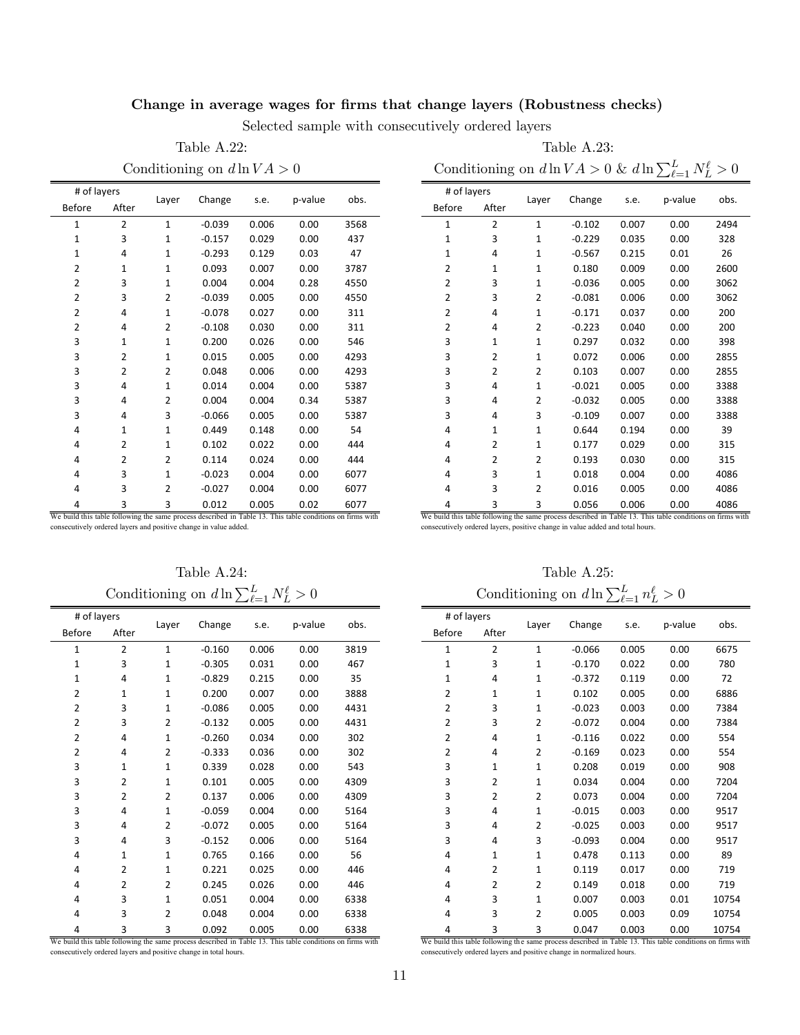## Change in average wages for firms that change layers (Robustness checks)

Selected sample with consecutively ordered layers

### Table A.22:

Conditioning on $d \ln VA > 0$

| # of layers | | Layer | Change | s.e. | p-value | obs. |
|---|---|---|---|---|---|---|
| Before | After | | | | | |
| 1 | 2 | 1 | -0.039 | 0.006 | 0.00 | 3568 |
| 1 | 3 | 1 | -0.157 | 0.029 | 0.00 | 437 |
| 1 | 4 | 1 | -0.293 | 0.129 | 0.03 | 47 |
| 2 | 1 | 1 | 0.093 | 0.007 | 0.00 | 3787 |
| 2 | 3 | 1 | 0.004 | 0.004 | 0.28 | 4550 |
| 2 | 3 | 2 | -0.039 | 0.005 | 0.00 | 4550 |
| 2 | 4 | 1 | -0.078 | 0.027 | 0.00 | 311 |
| 2 | 4 | 2 | -0.108 | 0.030 | 0.00 | 311 |
| 3 | 1 | 1 | 0.200 | 0.026 | 0.00 | 546 |
| 3 | 2 | 1 | 0.015 | 0.005 | 0.00 | 4293 |
| 3 | 2 | 2 | 0.048 | 0.006 | 0.00 | 4293 |
| 3 | 4 | 1 | 0.014 | 0.004 | 0.00 | 5387 |
| 3 | 4 | 2 | 0.004 | 0.004 | 0.34 | 5387 |
| 3 | 4 | 3 | -0.066 | 0.005 | 0.00 | 5387 |
| 4 | 1 | 1 | 0.449 | 0.148 | 0.00 | 54 |
| 4 | 2 | 1 | 0.102 | 0.022 | 0.00 | 444 |
| 4 | 2 | 2 | 0.114 | 0.024 | 0.00 | 444 |
| 4 | 3 | 1 | -0.023 | 0.004 | 0.00 | 6077 |
| 4 | 3 | 2 | -0.027 | 0.004 | 0.00 | 6077 |
| 4 | 3 | 3 | 0.012 | 0.005 | 0.02 | 6077 |

We build this table following the same process described in Table 13. This table conditions on firms with consecutively ordered layers and positive change in value added.

### Table A.23:

Conditioning on $d \ln VA > 0$ & $d \ln \sum_{\ell=1}^{L} N_L^{\ell} > 0$

| # of layers | | Layer | Change | s.e. | p-value | obs. |
|---|---|---|---|---|---|---|
| Before | After | | | | | |
| 1 | 2 | 1 | -0.102 | 0.007 | 0.00 | 2494 |
| 1 | 3 | 1 | -0.229 | 0.035 | 0.00 | 328 |
| 1 | 4 | 1 | -0.567 | 0.215 | 0.01 | 26 |
| 2 | 1 | 1 | 0.180 | 0.009 | 0.00 | 2600 |
| 2 | 3 | 1 | -0.036 | 0.005 | 0.00 | 3062 |
| 2 | 3 | 2 | -0.081 | 0.006 | 0.00 | 3062 |
| 2 | 4 | 1 | -0.171 | 0.037 | 0.00 | 200 |
| 2 | 4 | 2 | -0.223 | 0.040 | 0.00 | 200 |
| 3 | 1 | 1 | 0.297 | 0.032 | 0.00 | 398 |
| 3 | 2 | 1 | 0.072 | 0.006 | 0.00 | 2855 |
| 3 | 2 | 2 | 0.103 | 0.007 | 0.00 | 2855 |
| 3 | 4 | 1 | -0.021 | 0.005 | 0.00 | 3388 |
| 3 | 4 | 2 | -0.032 | 0.005 | 0.00 | 3388 |
| 3 | 4 | 3 | -0.109 | 0.007 | 0.00 | 3388 |
| 4 | 1 | 1 | 0.644 | 0.194 | 0.00 | 39 |
| 4 | 2 | 1 | 0.177 | 0.029 | 0.00 | 315 |
| 4 | 2 | 2 | 0.193 | 0.030 | 0.00 | 315 |
| 4 | 3 | 1 | 0.018 | 0.004 | 0.00 | 4086 |
| 4 | 3 | 2 | 0.016 | 0.005 | 0.00 | 4086 |
| 4 | 3 | 3 | 0.056 | 0.006 | 0.00 | 4086 |

We build this table following the same process described in Table 13. This table conditions on firms with consecutively ordered layers, positive change in value added and total hours.

### Table A.24:

Conditioning on $d \ln \sum_{\ell=1}^{L} N_L^{\ell} > 0$

| # of layers | | Layer | Change | s.e. | p-value | obs. |
|---|---|---|---|---|---|---|
| Before | After | | | | | |
| 1 | 2 | 1 | -0.160 | 0.006 | 0.00 | 3819 |
| 1 | 3 | 1 | -0.305 | 0.031 | 0.00 | 467 |
| 1 | 4 | 1 | -0.829 | 0.215 | 0.00 | 35 |
| 2 | 1 | 1 | 0.200 | 0.007 | 0.00 | 3888 |
| 2 | 3 | 1 | -0.086 | 0.005 | 0.00 | 4431 |
| 2 | 3 | 2 | -0.132 | 0.005 | 0.00 | 4431 |
| 2 | 4 | 1 | -0.260 | 0.034 | 0.00 | 302 |
| 2 | 4 | 2 | -0.333 | 0.036 | 0.00 | 302 |
| 3 | 1 | 1 | 0.339 | 0.028 | 0.00 | 543 |
| 3 | 2 | 1 | 0.101 | 0.005 | 0.00 | 4309 |
| 3 | 2 | 2 | 0.137 | 0.006 | 0.00 | 4309 |
| 3 | 4 | 1 | -0.059 | 0.004 | 0.00 | 5164 |
| 3 | 4 | 2 | -0.072 | 0.005 | 0.00 | 5164 |
| 3 | 4 | 3 | -0.152 | 0.006 | 0.00 | 5164 |
| 4 | 1 | 1 | 0.765 | 0.166 | 0.00 | 56 |
| 4 | 2 | 1 | 0.221 | 0.025 | 0.00 | 446 |
| 4 | 2 | 2 | 0.245 | 0.026 | 0.00 | 446 |
| 4 | 3 | 1 | 0.051 | 0.004 | 0.00 | 6338 |
| 4 | 3 | 2 | 0.048 | 0.004 | 0.00 | 6338 |
| 4 | 3 | 3 | 0.092 | 0.005 | 0.00 | 6338 |

We build this table following the same process described in Table 13. This table conditions on firms with consecutively ordered layers and positive change in total hours.

### Table A.25:

Conditioning on $d \ln \sum_{\ell=1}^{L} n_L^{\ell} > 0$

| # of layers | | Layer | Change | s.e. | p-value | obs. |
|---|---|---|---|---|---|---|
| Before | After | | | | | |
| 1 | 2 | 1 | -0.066 | 0.005 | 0.00 | 6675 |
| 1 | 3 | 1 | -0.170 | 0.022 | 0.00 | 780 |
| 1 | 4 | 1 | -0.372 | 0.119 | 0.00 | 72 |
| 2 | 1 | 1 | 0.102 | 0.005 | 0.00 | 6886 |
| 2 | 3 | 1 | -0.023 | 0.003 | 0.00 | 7384 |
| 2 | 3 | 2 | -0.072 | 0.004 | 0.00 | 7384 |
| 2 | 4 | 1 | -0.116 | 0.022 | 0.00 | 554 |
| 2 | 4 | 2 | -0.169 | 0.023 | 0.00 | 554 |
| 3 | 1 | 1 | 0.208 | 0.019 | 0.00 | 908 |
| 3 | 2 | 1 | 0.034 | 0.004 | 0.00 | 7204 |
| 3 | 2 | 2 | 0.073 | 0.004 | 0.00 | 7204 |
| 3 | 4 | 1 | -0.015 | 0.003 | 0.00 | 9517 |
| 3 | 4 | 2 | -0.025 | 0.003 | 0.00 | 9517 |
| 3 | 4 | 3 | -0.093 | 0.004 | 0.00 | 9517 |
| 4 | 1 | 1 | 0.478 | 0.113 | 0.00 | 89 |
| 4 | 2 | 1 | 0.119 | 0.017 | 0.00 | 719 |
| 4 | 2 | 2 | 0.149 | 0.018 | 0.00 | 719 |
| 4 | 3 | 1 | 0.007 | 0.003 | 0.01 | 10754 |
| 4 | 3 | 2 | 0.005 | 0.003 | 0.09 | 10754 |
| 4 | 3 | 3 | 0.047 | 0.003 | 0.00 | 10754 |

We build this table following the same process described in Table 13. This table conditions on firms with consecutively ordered layers and positive change in normalized hours.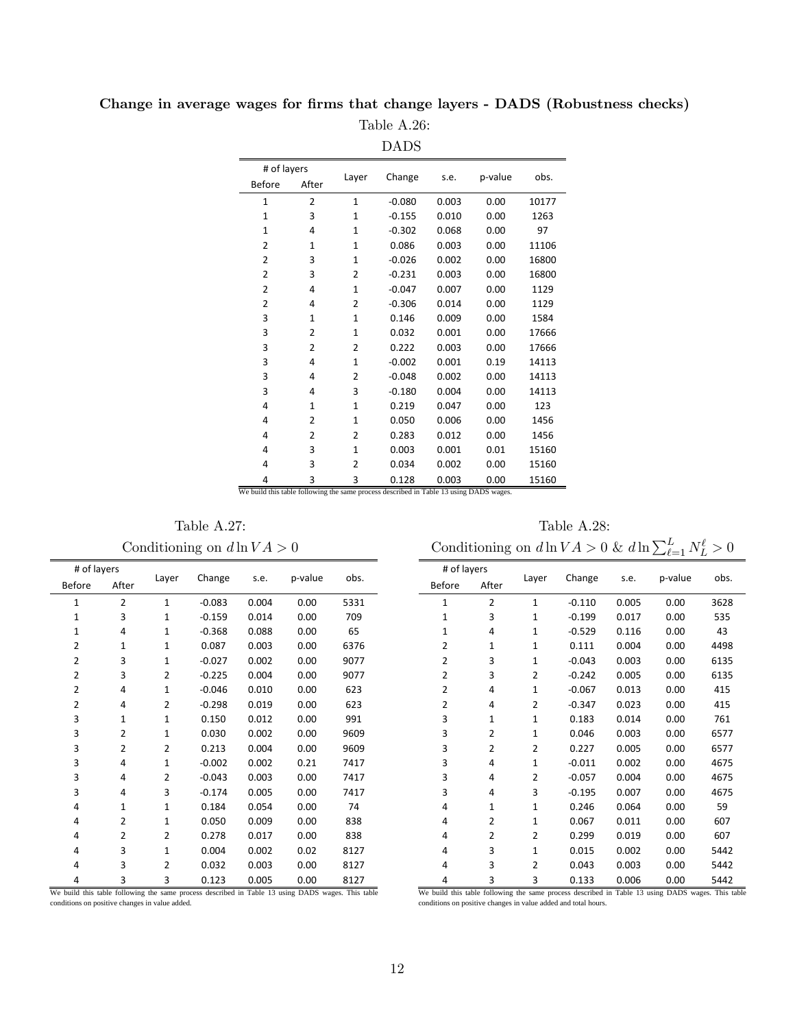**Change in average wages for firms that change layers - DADS (Robustness checks)**

Table A.26:

DADS

| # of layers | | Layer | Change | s.e. | p-value | obs. |
|---|---|---|---|---|---|---|
| Before | After | | | | | |
| 1 | 2 | 1 | -0.080 | 0.003 | 0.00 | 10177 |
| 1 | 3 | 1 | -0.155 | 0.010 | 0.00 | 1263 |
| 1 | 4 | 1 | -0.302 | 0.068 | 0.00 | 97 |
| 2 | 1 | 1 | 0.086 | 0.003 | 0.00 | 11106 |
| 2 | 3 | 1 | -0.026 | 0.002 | 0.00 | 16800 |
| 2 | 3 | 2 | -0.231 | 0.003 | 0.00 | 16800 |
| 2 | 4 | 1 | -0.047 | 0.007 | 0.00 | 1129 |
| 2 | 4 | 2 | -0.306 | 0.014 | 0.00 | 1129 |
| 3 | 1 | 1 | 0.146 | 0.009 | 0.00 | 1584 |
| 3 | 2 | 1 | 0.032 | 0.001 | 0.00 | 17666 |
| 3 | 2 | 2 | 0.222 | 0.003 | 0.00 | 17666 |
| 3 | 4 | 1 | -0.002 | 0.001 | 0.19 | 14113 |
| 3 | 4 | 2 | -0.048 | 0.002 | 0.00 | 14113 |
| 3 | 4 | 3 | -0.180 | 0.004 | 0.00 | 14113 |
| 4 | 1 | 1 | 0.219 | 0.047 | 0.00 | 123 |
| 4 | 2 | 1 | 0.050 | 0.006 | 0.00 | 1456 |
| 4 | 2 | 2 | 0.283 | 0.012 | 0.00 | 1456 |
| 4 | 3 | 1 | 0.003 | 0.001 | 0.01 | 15160 |
| 4 | 3 | 2 | 0.034 | 0.002 | 0.00 | 15160 |
| 4 | 3 | 3 | 0.128 | 0.003 | 0.00 | 15160 |

We build this table following the same process described in Table 13 using DADS wages.

Table A.27:

Conditioning on $d \ln VA > 0$

| # of layers | | Layer | Change | s.e. | p-value | obs. |
|---|---|---|---|---|---|---|
| Before | After | | | | | |
| 1 | 2 | 1 | -0.083 | 0.004 | 0.00 | 5331 |
| 1 | 3 | 1 | -0.159 | 0.014 | 0.00 | 709 |
| 1 | 4 | 1 | -0.368 | 0.088 | 0.00 | 65 |
| 2 | 1 | 1 | 0.087 | 0.003 | 0.00 | 6376 |
| 2 | 3 | 1 | -0.027 | 0.002 | 0.00 | 9077 |
| 2 | 3 | 2 | -0.225 | 0.004 | 0.00 | 9077 |
| 2 | 4 | 1 | -0.046 | 0.010 | 0.00 | 623 |
| 2 | 4 | 2 | -0.298 | 0.019 | 0.00 | 623 |
| 3 | 1 | 1 | 0.150 | 0.012 | 0.00 | 991 |
| 3 | 2 | 1 | 0.030 | 0.002 | 0.00 | 9609 |
| 3 | 2 | 2 | 0.213 | 0.004 | 0.00 | 9609 |
| 3 | 4 | 1 | -0.002 | 0.002 | 0.21 | 7417 |
| 3 | 4 | 2 | -0.043 | 0.003 | 0.00 | 7417 |
| 3 | 4 | 3 | -0.174 | 0.005 | 0.00 | 7417 |
| 4 | 1 | 1 | 0.184 | 0.054 | 0.00 | 74 |
| 4 | 2 | 1 | 0.050 | 0.009 | 0.00 | 838 |
| 4 | 2 | 2 | 0.278 | 0.017 | 0.00 | 838 |
| 4 | 3 | 1 | 0.004 | 0.002 | 0.02 | 8127 |
| 4 | 3 | 2 | 0.032 | 0.003 | 0.00 | 8127 |
| 4 | 3 | 3 | 0.123 | 0.005 | 0.00 | 8127 |

We build this table following the same process described in Table 13 using DADS wages. This table conditions on positive changes in value added.

Table A.28:

Conditioning on $d \ln VA > 0$ & $d \ln \sum_{\ell=1}^{L} N_L^{\ell} > 0$

| # of layers | | Layer | Change | s.e. | p-value | obs. |
|---|---|---|---|---|---|---|
| Before | After | | | | | |
| 1 | 2 | 1 | -0.110 | 0.005 | 0.00 | 3628 |
| 1 | 3 | 1 | -0.199 | 0.017 | 0.00 | 535 |
| 1 | 4 | 1 | -0.529 | 0.116 | 0.00 | 43 |
| 2 | 1 | 1 | 0.111 | 0.004 | 0.00 | 4498 |
| 2 | 3 | 1 | -0.043 | 0.003 | 0.00 | 6135 |
| 2 | 3 | 2 | -0.242 | 0.005 | 0.00 | 6135 |
| 2 | 4 | 1 | -0.067 | 0.013 | 0.00 | 415 |
| 2 | 4 | 2 | -0.347 | 0.023 | 0.00 | 415 |
| 3 | 1 | 1 | 0.183 | 0.014 | 0.00 | 761 |
| 3 | 2 | 1 | 0.046 | 0.003 | 0.00 | 6577 |
| 3 | 2 | 2 | 0.227 | 0.005 | 0.00 | 6577 |
| 3 | 4 | 1 | -0.011 | 0.002 | 0.00 | 4675 |
| 3 | 4 | 2 | -0.057 | 0.004 | 0.00 | 4675 |
| 3 | 4 | 3 | -0.195 | 0.007 | 0.00 | 4675 |
| 4 | 1 | 1 | 0.246 | 0.064 | 0.00 | 59 |
| 4 | 2 | 1 | 0.067 | 0.011 | 0.00 | 607 |
| 4 | 2 | 2 | 0.299 | 0.019 | 0.00 | 607 |
| 4 | 3 | 1 | 0.015 | 0.002 | 0.00 | 5442 |
| 4 | 3 | 2 | 0.043 | 0.003 | 0.00 | 5442 |
| 4 | 3 | 3 | 0.133 | 0.006 | 0.00 | 5442 |

We build this table following the same process described in Table 13 using DADS wages. This table conditions on positive changes in value added and total hours.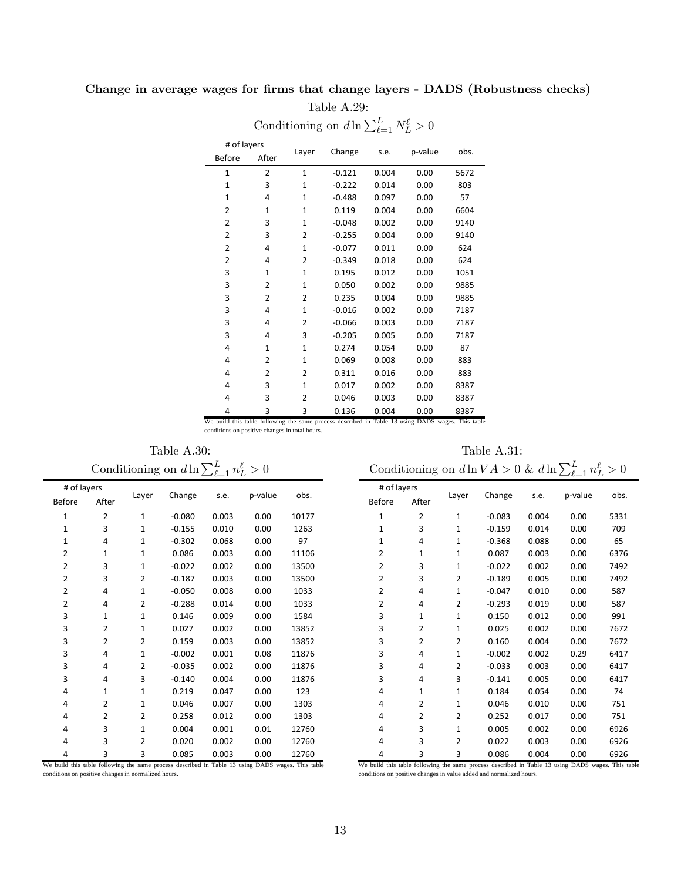**Change in average wages for firms that change layers - DADS (Robustness checks)**

Table A.29:

Conditioning on $d \ln \sum_{\ell=1}^{L} N_L^\ell > 0$

| # of layers | | Layer | Change | s.e. | p-value | obs. |
|---|---|---|---|---|---|---|
| Before | After | | | | | |
| 1 | 2 | 1 | -0.121 | 0.004 | 0.00 | 5672 |
| 1 | 3 | 1 | -0.222 | 0.014 | 0.00 | 803 |
| 1 | 4 | 1 | -0.488 | 0.097 | 0.00 | 57 |
| 2 | 1 | 1 | 0.119 | 0.004 | 0.00 | 6604 |
| 2 | 3 | 1 | -0.048 | 0.002 | 0.00 | 9140 |
| 2 | 3 | 2 | -0.255 | 0.004 | 0.00 | 9140 |
| 2 | 4 | 1 | -0.077 | 0.011 | 0.00 | 624 |
| 2 | 4 | 2 | -0.349 | 0.018 | 0.00 | 624 |
| 3 | 1 | 1 | 0.195 | 0.012 | 0.00 | 1051 |
| 3 | 2 | 1 | 0.050 | 0.002 | 0.00 | 9885 |
| 3 | 2 | 2 | 0.235 | 0.004 | 0.00 | 9885 |
| 3 | 4 | 1 | -0.016 | 0.002 | 0.00 | 7187 |
| 3 | 4 | 2 | -0.066 | 0.003 | 0.00 | 7187 |
| 3 | 4 | 3 | -0.205 | 0.005 | 0.00 | 7187 |
| 4 | 1 | 1 | 0.274 | 0.054 | 0.00 | 87 |
| 4 | 2 | 1 | 0.069 | 0.008 | 0.00 | 883 |
| 4 | 2 | 2 | 0.311 | 0.016 | 0.00 | 883 |
| 4 | 3 | 1 | 0.017 | 0.002 | 0.00 | 8387 |
| 4 | 3 | 2 | 0.046 | 0.003 | 0.00 | 8387 |
| 4 | 3 | 3 | 0.136 | 0.004 | 0.00 | 8387 |

We build this table following the same process described in Table 13 using DADS wages. This table conditions on positive changes in total hours.

Table A.30:

Conditioning on $d \ln \sum_{\ell=1}^{L} n_L^\ell > 0$

| # of layers | | Layer | Change | s.e. | p-value | obs. |
|---|---|---|---|---|---|---|
| Before | After | | | | | |
| 1 | 2 | 1 | -0.080 | 0.003 | 0.00 | 10177 |
| 1 | 3 | 1 | -0.155 | 0.010 | 0.00 | 1263 |
| 1 | 4 | 1 | -0.302 | 0.068 | 0.00 | 97 |
| 2 | 1 | 1 | 0.086 | 0.003 | 0.00 | 11106 |
| 2 | 3 | 1 | -0.022 | 0.002 | 0.00 | 13500 |
| 2 | 3 | 2 | -0.187 | 0.003 | 0.00 | 13500 |
| 2 | 4 | 1 | -0.050 | 0.008 | 0.00 | 1033 |
| 2 | 4 | 2 | -0.288 | 0.014 | 0.00 | 1033 |
| 3 | 1 | 1 | 0.146 | 0.009 | 0.00 | 1584 |
| 3 | 2 | 1 | 0.027 | 0.002 | 0.00 | 13852 |
| 3 | 2 | 2 | 0.159 | 0.003 | 0.00 | 13852 |
| 3 | 4 | 1 | -0.002 | 0.001 | 0.08 | 11876 |
| 3 | 4 | 2 | -0.035 | 0.002 | 0.00 | 11876 |
| 3 | 4 | 3 | -0.140 | 0.004 | 0.00 | 11876 |
| 4 | 1 | 1 | 0.219 | 0.047 | 0.00 | 123 |
| 4 | 2 | 1 | 0.046 | 0.007 | 0.00 | 1303 |
| 4 | 2 | 2 | 0.258 | 0.012 | 0.00 | 1303 |
| 4 | 3 | 1 | 0.004 | 0.001 | 0.01 | 12760 |
| 4 | 3 | 2 | 0.020 | 0.002 | 0.00 | 12760 |
| 4 | 3 | 3 | 0.085 | 0.003 | 0.00 | 12760 |

We build this table following the same process described in Table 13 using DADS wages. This table conditions on positive changes in normalized hours.

Table A.31:

Conditioning on $d \ln VA > 0$ & $d \ln \sum_{\ell=1}^{L} n_L^\ell > 0$

| # of layers | | Layer | Change | s.e. | p-value | obs. |
|---|---|---|---|---|---|---|
| Before | After | | | | | |
| 1 | 2 | 1 | -0.083 | 0.004 | 0.00 | 5331 |
| 1 | 3 | 1 | -0.159 | 0.014 | 0.00 | 709 |
| 1 | 4 | 1 | -0.368 | 0.088 | 0.00 | 65 |
| 2 | 1 | 1 | 0.087 | 0.003 | 0.00 | 6376 |
| 2 | 3 | 1 | -0.022 | 0.002 | 0.00 | 7492 |
| 2 | 3 | 2 | -0.189 | 0.005 | 0.00 | 7492 |
| 2 | 4 | 1 | -0.047 | 0.010 | 0.00 | 587 |
| 2 | 4 | 2 | -0.293 | 0.019 | 0.00 | 587 |
| 3 | 1 | 1 | 0.150 | 0.012 | 0.00 | 991 |
| 3 | 2 | 1 | 0.025 | 0.002 | 0.00 | 7672 |
| 3 | 2 | 2 | 0.160 | 0.004 | 0.00 | 7672 |
| 3 | 4 | 1 | -0.002 | 0.002 | 0.29 | 6417 |
| 3 | 4 | 2 | -0.033 | 0.003 | 0.00 | 6417 |
| 3 | 4 | 3 | -0.141 | 0.005 | 0.00 | 6417 |
| 4 | 1 | 1 | 0.184 | 0.054 | 0.00 | 74 |
| 4 | 2 | 1 | 0.046 | 0.010 | 0.00 | 751 |
| 4 | 2 | 2 | 0.252 | 0.017 | 0.00 | 751 |
| 4 | 3 | 1 | 0.005 | 0.002 | 0.00 | 6926 |
| 4 | 3 | 2 | 0.022 | 0.003 | 0.00 | 6926 |
| 4 | 3 | 3 | 0.086 | 0.004 | 0.00 | 6926 |

We build this table following the same process described in Table 13 using DADS wages. This table conditions on positive changes in value added and normalized hours.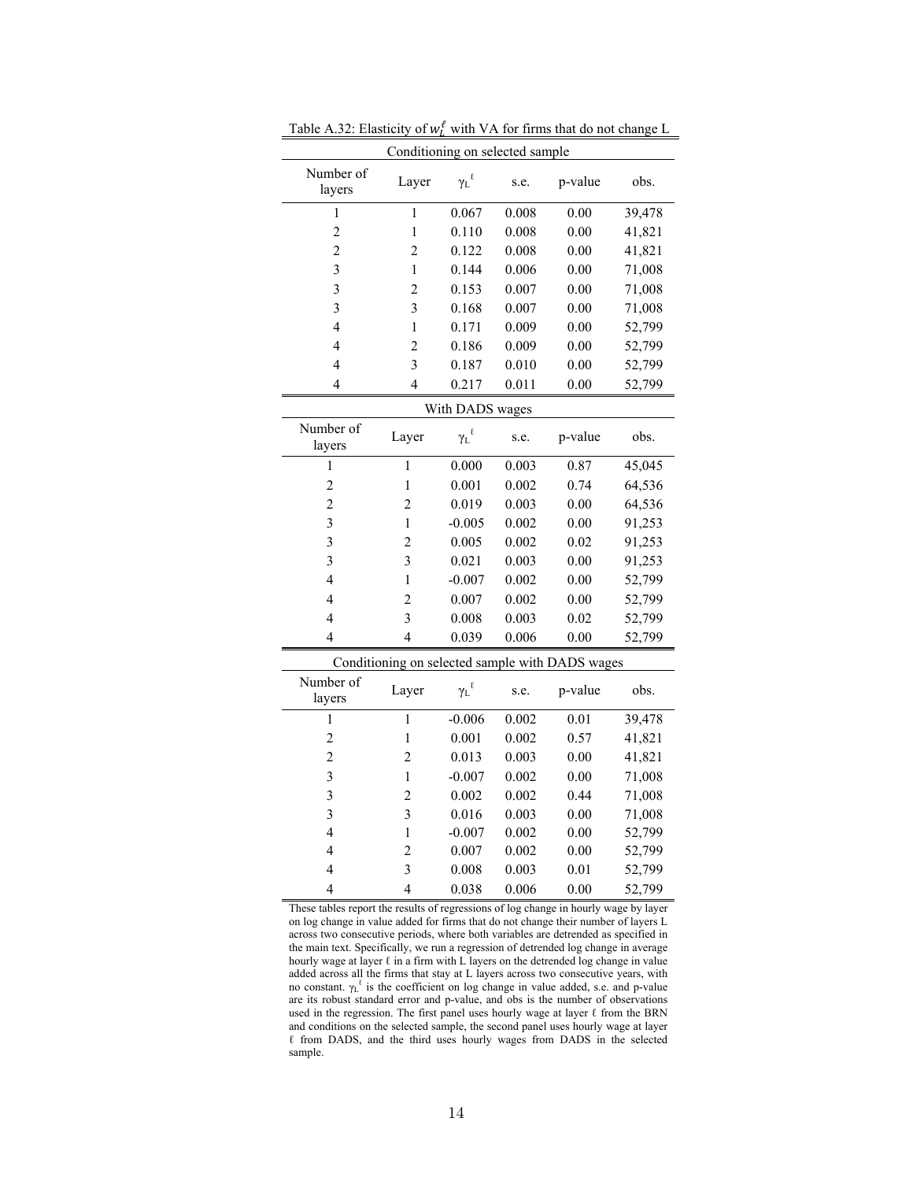Table A.32: Elasticity of $w_L^\ell$ with VA for firms that do not change L

| Conditioning on selected sample | | | | | |
|---|---|---|---|---|---|
| Number of layers | Layer | $\gamma_L^\ell$ | s.e. | p-value | obs. |
| 1 | 1 | 0.067 | 0.008 | 0.00 | 39,478 |
| 2 | 1 | 0.110 | 0.008 | 0.00 | 41,821 |
| 2 | 2 | 0.122 | 0.008 | 0.00 | 41,821 |
| 3 | 1 | 0.144 | 0.006 | 0.00 | 71,008 |
| 3 | 2 | 0.153 | 0.007 | 0.00 | 71,008 |
| 3 | 3 | 0.168 | 0.007 | 0.00 | 71,008 |
| 4 | 1 | 0.171 | 0.009 | 0.00 | 52,799 |
| 4 | 2 | 0.186 | 0.009 | 0.00 | 52,799 |
| 4 | 3 | 0.187 | 0.010 | 0.00 | 52,799 |
| 4 | 4 | 0.217 | 0.011 | 0.00 | 52,799 |

| With DADS wages | | | | | |
|---|---|---|---|---|---|
| Number of layers | Layer | $\gamma_L^\ell$ | s.e. | p-value | obs. |
| 1 | 1 | 0.000 | 0.003 | 0.87 | 45,045 |
| 2 | 1 | 0.001 | 0.002 | 0.74 | 64,536 |
| 2 | 2 | 0.019 | 0.003 | 0.00 | 64,536 |
| 3 | 1 | -0.005 | 0.002 | 0.00 | 91,253 |
| 3 | 2 | 0.005 | 0.002 | 0.02 | 91,253 |
| 3 | 3 | 0.021 | 0.003 | 0.00 | 91,253 |
| 4 | 1 | -0.007 | 0.002 | 0.00 | 52,799 |
| 4 | 2 | 0.007 | 0.002 | 0.00 | 52,799 |
| 4 | 3 | 0.008 | 0.003 | 0.02 | 52,799 |
| 4 | 4 | 0.039 | 0.006 | 0.00 | 52,799 |

| Conditioning on selected sample with DADS wages | | | | | |
|---|---|---|---|---|---|
| Number of layers | Layer | $\gamma_L^\ell$ | s.e. | p-value | obs. |
| 1 | 1 | -0.006 | 0.002 | 0.01 | 39,478 |
| 2 | 1 | 0.001 | 0.002 | 0.57 | 41,821 |
| 2 | 2 | 0.013 | 0.003 | 0.00 | 41,821 |
| 3 | 1 | -0.007 | 0.002 | 0.00 | 71,008 |
| 3 | 2 | 0.002 | 0.002 | 0.44 | 71,008 |
| 3 | 3 | 0.016 | 0.003 | 0.00 | 71,008 |
| 4 | 1 | -0.007 | 0.002 | 0.00 | 52,799 |
| 4 | 2 | 0.007 | 0.002 | 0.00 | 52,799 |
| 4 | 3 | 0.008 | 0.003 | 0.01 | 52,799 |
| 4 | 4 | 0.038 | 0.006 | 0.00 | 52,799 |

These tables report the results of regressions of log change in hourly wage by layer on log change in value added for firms that do not change their number of layers L across two consecutive periods, where both variables are detrended as specified in the main text. Specifically, we run a regression of detrended log change in average hourly wage at layer ℓ in a firm with L layers on the detrended log change in value added across all the firms that stay at L layers across two consecutive years, with no constant. $\gamma_L^\ell$ is the coefficient on log change in value added, s.e. and p-value are its robust standard error and p-value, and obs is the number of observations used in the regression. The first panel uses hourly wage at layer ℓ from the BRN and conditions on the selected sample, the second panel uses hourly wage at layer ℓ from DADS, and the third uses hourly wages from DADS in the selected sample.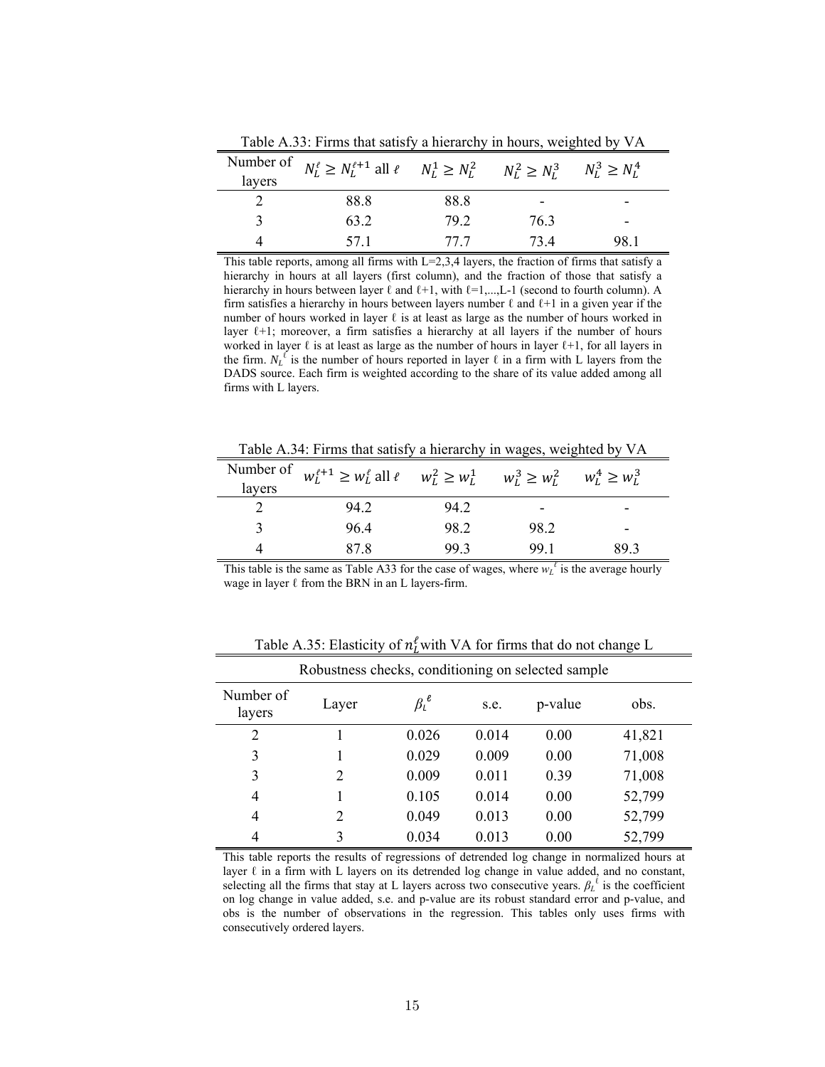Table A.33: Firms that satisfy a hierarchy in hours, weighted by VA

| Number of layers | $N_L^\ell \geq N_L^{\ell+1}$ all $\ell$ | $N_L^1 \geq N_L^2$ | $N_L^2 \geq N_L^3$ | $N_L^3 \geq N_L^4$ |
|---|---|---|---|---|
| 2 | 88.8 | 88.8 | - | - |
| 3 | 63.2 | 79.2 | 76.3 | - |
| 4 | 57.1 | 77.7 | 73.4 | 98.1 |

This table reports, among all firms with L=2,3,4 layers, the fraction of firms that satisfy a hierarchy in hours at all layers (first column), and the fraction of those that satisfy a hierarchy in hours between layer ℓ and ℓ+1, with ℓ=1,...,L-1 (second to fourth column). A firm satisfies a hierarchy in hours between layers number ℓ and ℓ+1 in a given year if the number of hours worked in layer ℓ is at least as large as the number of hours worked in layer ℓ+1; moreover, a firm satisfies a hierarchy at all layers if the number of hours worked in layer ℓ is at least as large as the number of hours in layer ℓ+1, for all layers in the firm. $N_L^\ell$ is the number of hours reported in layer ℓ in a firm with L layers from the DADS source. Each firm is weighted according to the share of its value added among all firms with L layers.

Table A.34: Firms that satisfy a hierarchy in wages, weighted by VA

| Number of layers | $w_L^{\ell+1} \geq w_L^\ell$ all $\ell$ | $w_L^2 \geq w_L^1$ | $w_L^3 \geq w_L^2$ | $w_L^4 \geq w_L^3$ |
|---|---|---|---|---|
| 2 | 94.2 | 94.2 | - | - |
| 3 | 96.4 | 98.2 | 98.2 | - |
| 4 | 87.8 | 99.3 | 99.1 | 89.3 |

This table is the same as Table A33 for the case of wages, where $w_L^\ell$ is the average hourly wage in layer ℓ from the BRN in an L layers-firm.

Table A.35: Elasticity of $n_L^\ell$ with VA for firms that do not change L

| Robustness checks, conditioning on selected sample | | | | | |
|---|---|---|---|---|---|
| Number of layers | Layer | $\beta_L^\ell$ | s.e. | p-value | obs. |
| 2 | 1 | 0.026 | 0.014 | 0.00 | 41,821 |
| 3 | 1 | 0.029 | 0.009 | 0.00 | 71,008 |
| 3 | 2 | 0.009 | 0.011 | 0.39 | 71,008 |
| 4 | 1 | 0.105 | 0.014 | 0.00 | 52,799 |
| 4 | 2 | 0.049 | 0.013 | 0.00 | 52,799 |
| 4 | 3 | 0.034 | 0.013 | 0.00 | 52,799 |

This table reports the results of regressions of detrended log change in normalized hours at layer ℓ in a firm with L layers on its detrended log change in value added, and no constant, selecting all the firms that stay at L layers across two consecutive years. $\beta_L^\ell$ is the coefficient on log change in value added, s.e. and p-value are its robust standard error and p-value, and obs is the number of observations in the regression. This tables only uses firms with consecutively ordered layers.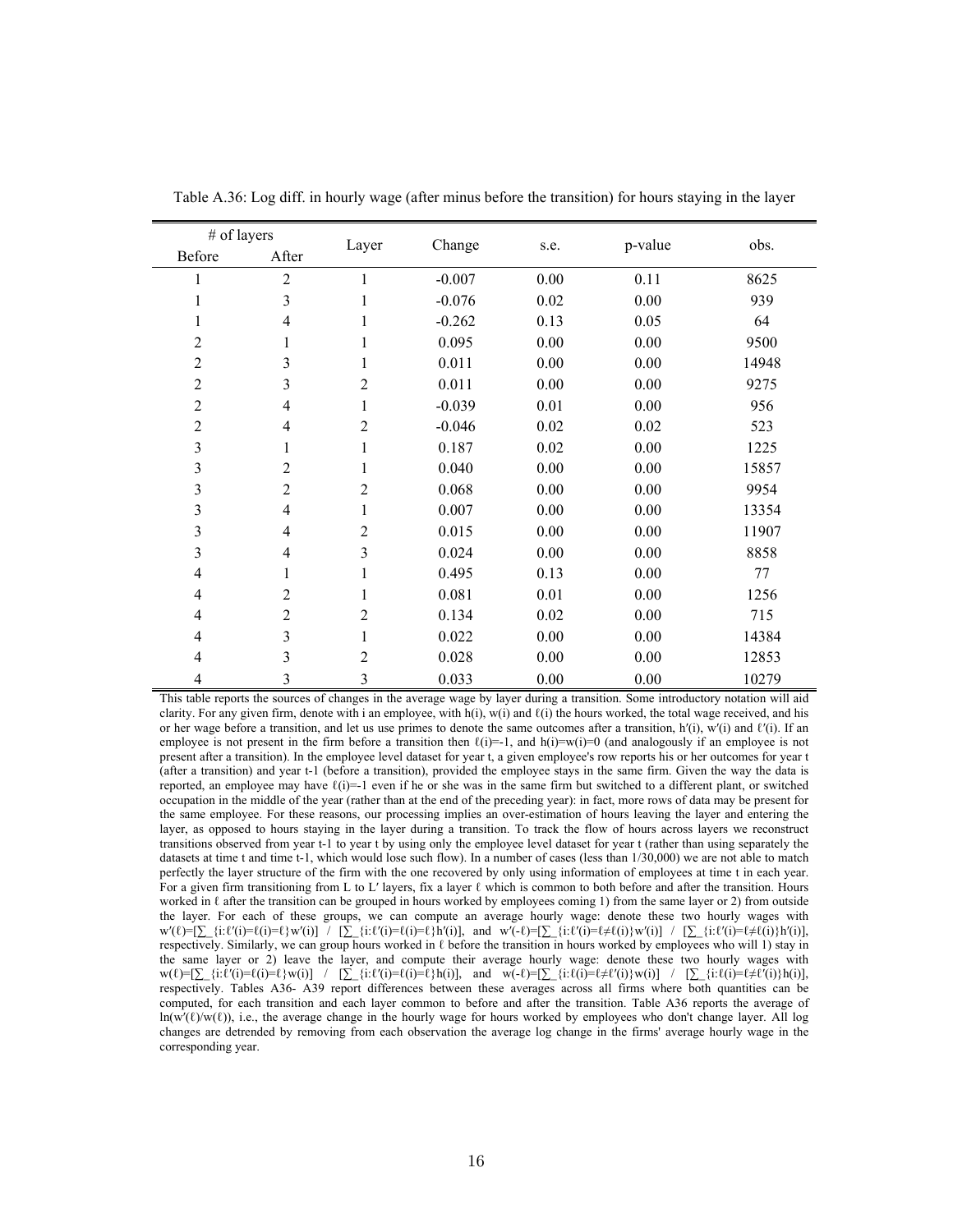Table A.36: Log diff. in hourly wage (after minus before the transition) for hours staying in the layer

| # of layers | | Layer | Change | s.e. | p-value | obs. |
|---|---|---|---|---|---|---|
| Before | After | | | | | |
| 1 | 2 | 1 | -0.007 | 0.00 | 0.11 | 8625 |
| 1 | 3 | 1 | -0.076 | 0.02 | 0.00 | 939 |
| 1 | 4 | 1 | -0.262 | 0.13 | 0.05 | 64 |
| 2 | 1 | 1 | 0.095 | 0.00 | 0.00 | 9500 |
| 2 | 3 | 1 | 0.011 | 0.00 | 0.00 | 14948 |
| 2 | 3 | 2 | 0.011 | 0.00 | 0.00 | 9275 |
| 2 | 4 | 1 | -0.039 | 0.01 | 0.00 | 956 |
| 2 | 4 | 2 | -0.046 | 0.02 | 0.02 | 523 |
| 3 | 1 | 1 | 0.187 | 0.02 | 0.00 | 1225 |
| 3 | 2 | 1 | 0.040 | 0.00 | 0.00 | 15857 |
| 3 | 2 | 2 | 0.068 | 0.00 | 0.00 | 9954 |
| 3 | 4 | 1 | 0.007 | 0.00 | 0.00 | 13354 |
| 3 | 4 | 2 | 0.015 | 0.00 | 0.00 | 11907 |
| 3 | 4 | 3 | 0.024 | 0.00 | 0.00 | 8858 |
| 4 | 1 | 1 | 0.495 | 0.13 | 0.00 | 77 |
| 4 | 2 | 1 | 0.081 | 0.01 | 0.00 | 1256 |
| 4 | 2 | 2 | 0.134 | 0.02 | 0.00 | 715 |
| 4 | 3 | 1 | 0.022 | 0.00 | 0.00 | 14384 |
| 4 | 3 | 2 | 0.028 | 0.00 | 0.00 | 12853 |
| 4 | 3 | 3 | 0.033 | 0.00 | 0.00 | 10279 |

This table reports the sources of changes in the average wage by layer during a transition. Some introductory notation will aid clarity. For any given firm, denote with i an employee, with $h(i)$, $w(i)$ and $\ell(i)$ the hours worked, the total wage received, and his or her wage before a transition, and let us use primes to denote the same outcomes after a transition, $h'(i)$, $w'(i)$ and $\ell'(i)$. If an employee is not present in the firm before a transition then $\ell(i)=-1$, and $h(i)=w(i)=0$ (and analogously if an employee is not present after a transition). In the employee level dataset for year t, a given employee's row reports his or her outcomes for year t (after a transition) and year t-1 (before a transition), provided the employee stays in the same firm. Given the way the data is reported, an employee may have $\ell(i)=-1$ even if he or she was in the same firm but switched to a different plant, or switched occupation in the middle of the year (rather than at the end of the preceding year): in fact, more rows of data may be present for the same employee. For these reasons, our processing implies an over-estimation of hours leaving the layer and entering the layer, as opposed to hours staying in the layer during a transition. To track the flow of hours across layers we reconstruct transitions observed from year t-1 to year t by using only the employee level dataset for year t (rather than using separately the datasets at time t and time t-1, which would lose such flow). In a number of cases (less than 1/30,000) we are not able to match perfectly the layer structure of the firm with the one recovered by only using information of employees at time t in each year. For a given firm transitioning from L to L′ layers, fix a layer $\ell$ which is common to both before and after the transition. Hours worked in $\ell$ after the transition can be grouped in hours worked by employees coming 1) from the same layer or 2) from outside the layer. For each of these groups, we can compute an average hourly wage: denote these two hourly wages with $w'(\ell)=[\sum_{i:\ell'(i)=\ell(i)=\ell}w'(i)] / [\sum_{i:\ell'(i)=\ell(i)=\ell}h'(i)]$, and $w'(-\ell)=[\sum_{i:\ell'(i)=\ell\neq\ell(i)}w'(i)] / [\sum_{i:\ell'(i)=\ell\neq\ell(i)}h'(i)]$, respectively. Similarly, we can group hours worked in $\ell$ before the transition in hours worked by employees who will 1) stay in the same layer or 2) leave the layer, and compute their average hourly wage: denote these two hourly wages with $w(\ell)=[\sum_{i:\ell'(i)=\ell(i)=\ell}w(i)] / [\sum_{i:\ell'(i)=\ell(i)=\ell}h(i)]$, and $w(-\ell)=[\sum_{i:\ell(i)=\ell\neq\ell'(i)}w(i)] / [\sum_{i:\ell(i)=\ell\neq\ell'(i)}h(i)]$, respectively. Tables A36- A39 report differences between these averages across all firms where both quantities can be computed, for each transition and each layer common to before and after the transition. Table A36 reports the average of $\ln(w'(\ell)/w(\ell))$, i.e., the average change in the hourly wage for hours worked by employees who don't change layer. All log changes are detrended by removing from each observation the average log change in the firms' average hourly wage in the corresponding year.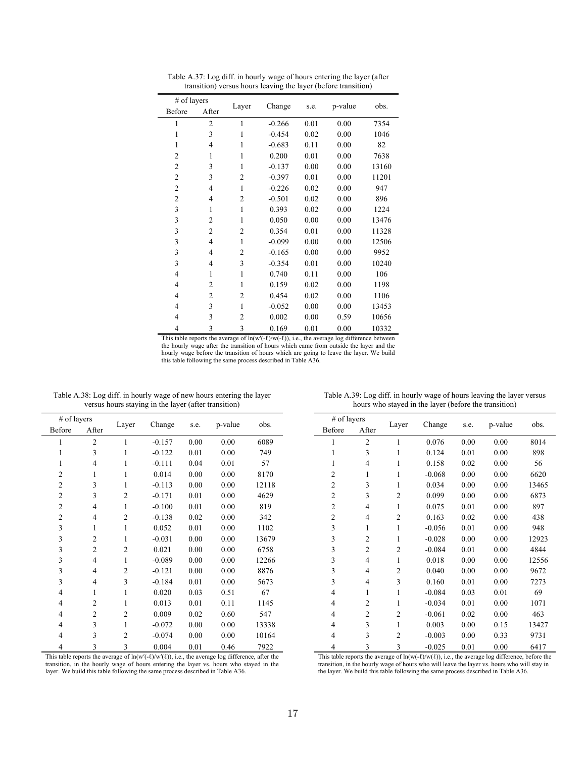Table A.37: Log diff. in hourly wage of hours entering the layer (after transition) versus hours leaving the layer (before transition)

| # of layers | | Layer | Change | s.e. | p-value | obs. |
|---|---|---|---|---|---|---|
| Before | After | | | | | |
| 1 | 2 | 1 | -0.266 | 0.01 | 0.00 | 7354 |
| 1 | 3 | 1 | -0.454 | 0.02 | 0.00 | 1046 |
| 1 | 4 | 1 | -0.683 | 0.11 | 0.00 | 82 |
| 2 | 1 | 1 | 0.200 | 0.01 | 0.00 | 7638 |
| 2 | 3 | 1 | -0.137 | 0.00 | 0.00 | 13160 |
| 2 | 3 | 2 | -0.397 | 0.01 | 0.00 | 11201 |
| 2 | 4 | 1 | -0.226 | 0.02 | 0.00 | 947 |
| 2 | 4 | 2 | -0.501 | 0.02 | 0.00 | 896 |
| 3 | 1 | 1 | 0.393 | 0.02 | 0.00 | 1224 |
| 3 | 2 | 1 | 0.050 | 0.00 | 0.00 | 13476 |
| 3 | 2 | 2 | 0.354 | 0.01 | 0.00 | 11328 |
| 3 | 4 | 1 | -0.099 | 0.00 | 0.00 | 12506 |
| 3 | 4 | 2 | -0.165 | 0.00 | 0.00 | 9952 |
| 3 | 4 | 3 | -0.354 | 0.01 | 0.00 | 10240 |
| 4 | 1 | 1 | 0.740 | 0.11 | 0.00 | 106 |
| 4 | 2 | 1 | 0.159 | 0.02 | 0.00 | 1198 |
| 4 | 2 | 2 | 0.454 | 0.02 | 0.00 | 1106 |
| 4 | 3 | 1 | -0.052 | 0.00 | 0.00 | 13453 |
| 4 | 3 | 2 | 0.002 | 0.00 | 0.59 | 10656 |
| 4 | 3 | 3 | 0.169 | 0.01 | 0.00 | 10332 |

This table reports the average of $\ln(w'(-\ell)/w(-\ell))$, i.e., the average log difference between the hourly wage after the transition of hours which came from outside the layer and the hourly wage before the transition of hours which are going to leave the layer. We build this table following the same process described in Table A36.

Table A.38: Log diff. in hourly wage of new hours entering the layer versus hours staying in the layer (after transition)

| # of layers | | Layer | Change | s.e. | p-value | obs. |
|---|---|---|---|---|---|---|
| Before | After | | | | | |
| 1 | 2 | 1 | -0.157 | 0.00 | 0.00 | 6089 |
| 1 | 3 | 1 | -0.122 | 0.01 | 0.00 | 749 |
| 1 | 4 | 1 | -0.111 | 0.04 | 0.01 | 57 |
| 2 | 1 | 1 | 0.014 | 0.00 | 0.00 | 8170 |
| 2 | 3 | 1 | -0.113 | 0.00 | 0.00 | 12118 |
| 2 | 3 | 2 | -0.171 | 0.01 | 0.00 | 4629 |
| 2 | 4 | 1 | -0.100 | 0.01 | 0.00 | 819 |
| 2 | 4 | 2 | -0.138 | 0.02 | 0.00 | 342 |
| 3 | 1 | 1 | 0.052 | 0.01 | 0.00 | 1102 |
| 3 | 2 | 1 | -0.031 | 0.00 | 0.00 | 13679 |
| 3 | 2 | 2 | 0.021 | 0.00 | 0.00 | 6758 |
| 3 | 4 | 1 | -0.089 | 0.00 | 0.00 | 12266 |
| 3 | 4 | 2 | -0.121 | 0.00 | 0.00 | 8876 |
| 3 | 4 | 3 | -0.184 | 0.01 | 0.00 | 5673 |
| 4 | 1 | 1 | 0.020 | 0.03 | 0.51 | 67 |
| 4 | 2 | 1 | 0.013 | 0.01 | 0.11 | 1145 |
| 4 | 2 | 2 | 0.009 | 0.02 | 0.60 | 547 |
| 4 | 3 | 1 | -0.072 | 0.00 | 0.00 | 13338 |
| 4 | 3 | 2 | -0.074 | 0.00 | 0.00 | 10164 |
| 4 | 3 | 3 | 0.004 | 0.01 | 0.46 | 7922 |

This table reports the average of $\ln(w'(-\ell)/w'(\ell))$, i.e., the average log difference, after the transition, in the hourly wage of hours entering the layer vs. hours who stayed in the layer. We build this table following the same process described in Table A36.

Table A.39: Log diff. in hourly wage of hours leaving the layer versus hours who stayed in the layer (before the transition)

| # of layers | | Layer | Change | s.e. | p-value | obs. |
|---|---|---|---|---|---|---|
| Before | After | | | | | |
| 1 | 2 | 1 | 0.076 | 0.00 | 0.00 | 8014 |
| 1 | 3 | 1 | 0.124 | 0.01 | 0.00 | 898 |
| 1 | 4 | 1 | 0.158 | 0.02 | 0.00 | 56 |
| 2 | 1 | 1 | -0.068 | 0.00 | 0.00 | 6620 |
| 2 | 3 | 1 | 0.034 | 0.00 | 0.00 | 13465 |
| 2 | 3 | 2 | 0.099 | 0.00 | 0.00 | 6873 |
| 2 | 4 | 1 | 0.075 | 0.01 | 0.00 | 897 |
| 2 | 4 | 2 | 0.163 | 0.02 | 0.00 | 438 |
| 3 | 1 | 1 | -0.056 | 0.01 | 0.00 | 948 |
| 3 | 2 | 1 | -0.028 | 0.00 | 0.00 | 12923 |
| 3 | 2 | 2 | -0.084 | 0.01 | 0.00 | 4844 |
| 3 | 4 | 1 | 0.018 | 0.00 | 0.00 | 12556 |
| 3 | 4 | 2 | 0.040 | 0.00 | 0.00 | 9672 |
| 3 | 4 | 3 | 0.160 | 0.01 | 0.00 | 7273 |
| 4 | 1 | 1 | -0.084 | 0.03 | 0.01 | 69 |
| 4 | 2 | 1 | -0.034 | 0.01 | 0.00 | 1071 |
| 4 | 2 | 2 | -0.061 | 0.02 | 0.00 | 463 |
| 4 | 3 | 1 | 0.003 | 0.00 | 0.15 | 13427 |
| 4 | 3 | 2 | -0.003 | 0.00 | 0.33 | 9731 |
| 4 | 3 | 3 | -0.025 | 0.01 | 0.00 | 6417 |

This table reports the average of $\ln(w(-\ell)/w(\ell))$, i.e., the average log difference, before the transition, in the hourly wage of hours who will leave the layer vs. hours who will stay in the layer. We build this table following the same process described in Table A36.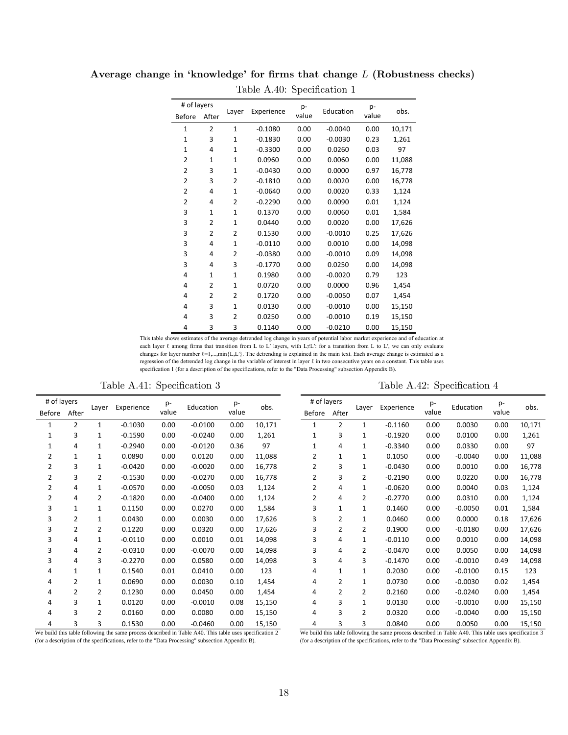**Average change in 'knowledge' for firms that change $L$ (Robustness checks)**

Table A.40: Specification 1

| # of layers | | Layer | Experience | p-value | Education | p-value | obs. |
|---|---|---|---|---|---|---|---|
| Before | After | | | | | | |
| 1 | 2 | 1 | -0.1080 | 0.00 | -0.0040 | 0.00 | 10,171 |
| 1 | 3 | 1 | -0.1830 | 0.00 | -0.0030 | 0.23 | 1,261 |
| 1 | 4 | 1 | -0.3300 | 0.00 | 0.0260 | 0.03 | 97 |
| 2 | 1 | 1 | 0.0960 | 0.00 | 0.0060 | 0.00 | 11,088 |
| 2 | 3 | 1 | -0.0430 | 0.00 | 0.0000 | 0.97 | 16,778 |
| 2 | 3 | 2 | -0.1810 | 0.00 | 0.0020 | 0.00 | 16,778 |
| 2 | 4 | 1 | -0.0640 | 0.00 | 0.0020 | 0.33 | 1,124 |
| 2 | 4 | 2 | -0.2290 | 0.00 | 0.0090 | 0.01 | 1,124 |
| 3 | 1 | 1 | 0.1370 | 0.00 | 0.0060 | 0.01 | 1,584 |
| 3 | 2 | 1 | 0.0440 | 0.00 | 0.0020 | 0.00 | 17,626 |
| 3 | 2 | 2 | 0.1530 | 0.00 | -0.0010 | 0.25 | 17,626 |
| 3 | 4 | 1 | -0.0110 | 0.00 | 0.0010 | 0.00 | 14,098 |
| 3 | 4 | 2 | -0.0380 | 0.00 | -0.0010 | 0.09 | 14,098 |
| 3 | 4 | 3 | -0.1770 | 0.00 | 0.0250 | 0.00 | 14,098 |
| 4 | 1 | 1 | 0.1980 | 0.00 | -0.0020 | 0.79 | 123 |
| 4 | 2 | 1 | 0.0720 | 0.00 | 0.0000 | 0.96 | 1,454 |
| 4 | 2 | 2 | 0.1720 | 0.00 | -0.0050 | 0.07 | 1,454 |
| 4 | 3 | 1 | 0.0130 | 0.00 | -0.0010 | 0.00 | 15,150 |
| 4 | 3 | 2 | 0.0250 | 0.00 | -0.0010 | 0.19 | 15,150 |
| 4 | 3 | 3 | 0.1140 | 0.00 | -0.0210 | 0.00 | 15,150 |

This table shows estimates of the average detrended log change in years of potential labor market experience and of education at each layer ℓ among firms that transition from L to L′ layers, with L≠L′: for a transition from L to L′, we can only evaluate changes for layer number ℓ=1,...,min{L,L′}. The detrending is explained in the main text. Each average change is estimated as a regression of the detrended log change in the variable of interest in layer ℓ in two consecutive years on a constant. This table uses specification 1 (for a description of the specifications, refer to the "Data Processing" subsection Appendix B).

Table A.41: Specification 3

| # of layers | | Layer | Experience | p-value | Education | p-value | obs. |
|---|---|---|---|---|---|---|---|
| Before | After | | | | | | |
| 1 | 2 | 1 | -0.1030 | 0.00 | -0.0100 | 0.00 | 10,171 |
| 1 | 3 | 1 | -0.1590 | 0.00 | -0.0240 | 0.00 | 1,261 |
| 1 | 4 | 1 | -0.2940 | 0.00 | -0.0120 | 0.36 | 97 |
| 2 | 1 | 1 | 0.0890 | 0.00 | 0.0120 | 0.00 | 11,088 |
| 2 | 3 | 1 | -0.0420 | 0.00 | -0.0020 | 0.00 | 16,778 |
| 2 | 3 | 2 | -0.1530 | 0.00 | -0.0270 | 0.00 | 16,778 |
| 2 | 4 | 1 | -0.0570 | 0.00 | -0.0050 | 0.03 | 1,124 |
| 2 | 4 | 2 | -0.1820 | 0.00 | -0.0400 | 0.00 | 1,124 |
| 3 | 1 | 1 | 0.1150 | 0.00 | 0.0270 | 0.00 | 1,584 |
| 3 | 2 | 1 | 0.0430 | 0.00 | 0.0030 | 0.00 | 17,626 |
| 3 | 2 | 2 | 0.1220 | 0.00 | 0.0320 | 0.00 | 17,626 |
| 3 | 4 | 1 | -0.0110 | 0.00 | 0.0010 | 0.01 | 14,098 |
| 3 | 4 | 2 | -0.0310 | 0.00 | -0.0070 | 0.00 | 14,098 |
| 3 | 4 | 3 | -0.2270 | 0.00 | 0.0580 | 0.00 | 14,098 |
| 4 | 1 | 1 | 0.1540 | 0.01 | 0.0410 | 0.00 | 123 |
| 4 | 2 | 1 | 0.0690 | 0.00 | 0.0030 | 0.10 | 1,454 |
| 4 | 2 | 2 | 0.1230 | 0.00 | 0.0450 | 0.00 | 1,454 |
| 4 | 3 | 1 | 0.0120 | 0.00 | -0.0010 | 0.08 | 15,150 |
| 4 | 3 | 2 | 0.0160 | 0.00 | 0.0080 | 0.00 | 15,150 |
| 4 | 3 | 3 | 0.1530 | 0.00 | -0.0460 | 0.00 | 15,150 |

We build this table following the same process described in Table A40. This table uses specification 2 (for a description of the specifications, refer to the "Data Processing" subsection Appendix B).

Table A.42: Specification 4

| # of layers | | Layer | Experience | p-value | Education | p-value | obs. |
|---|---|---|---|---|---|---|---|
| Before | After | | | | | | |
| 1 | 2 | 1 | -0.1160 | 0.00 | 0.0030 | 0.00 | 10,171 |
| 1 | 3 | 1 | -0.1920 | 0.00 | 0.0100 | 0.00 | 1,261 |
| 1 | 4 | 1 | -0.3340 | 0.00 | 0.0330 | 0.00 | 97 |
| 2 | 1 | 1 | 0.1050 | 0.00 | -0.0040 | 0.00 | 11,088 |
| 2 | 3 | 1 | -0.0430 | 0.00 | 0.0010 | 0.00 | 16,778 |
| 2 | 3 | 2 | -0.2190 | 0.00 | 0.0220 | 0.00 | 16,778 |
| 2 | 4 | 1 | -0.0620 | 0.00 | 0.0040 | 0.03 | 1,124 |
| 2 | 4 | 2 | -0.2770 | 0.00 | 0.0310 | 0.00 | 1,124 |
| 3 | 1 | 1 | 0.1460 | 0.00 | -0.0050 | 0.01 | 1,584 |
| 3 | 2 | 1 | 0.0460 | 0.00 | 0.0000 | 0.18 | 17,626 |
| 3 | 2 | 2 | 0.1900 | 0.00 | -0.0180 | 0.00 | 17,626 |
| 3 | 4 | 1 | -0.0110 | 0.00 | 0.0010 | 0.00 | 14,098 |
| 3 | 4 | 2 | -0.0470 | 0.00 | 0.0050 | 0.00 | 14,098 |
| 3 | 4 | 3 | -0.1470 | 0.00 | -0.0010 | 0.49 | 14,098 |
| 4 | 1 | 1 | 0.2030 | 0.00 | -0.0100 | 0.15 | 123 |
| 4 | 2 | 1 | 0.0730 | 0.00 | -0.0030 | 0.02 | 1,454 |
| 4 | 2 | 2 | 0.2160 | 0.00 | -0.0240 | 0.00 | 1,454 |
| 4 | 3 | 1 | 0.0130 | 0.00 | -0.0010 | 0.00 | 15,150 |
| 4 | 3 | 2 | 0.0320 | 0.00 | -0.0040 | 0.00 | 15,150 |
| 4 | 3 | 3 | 0.0840 | 0.00 | 0.0050 | 0.00 | 15,150 |

We build this table following the same process described in Table A40. This table uses specification 3 (for a description of the specifications, refer to the "Data Processing" subsection Appendix B).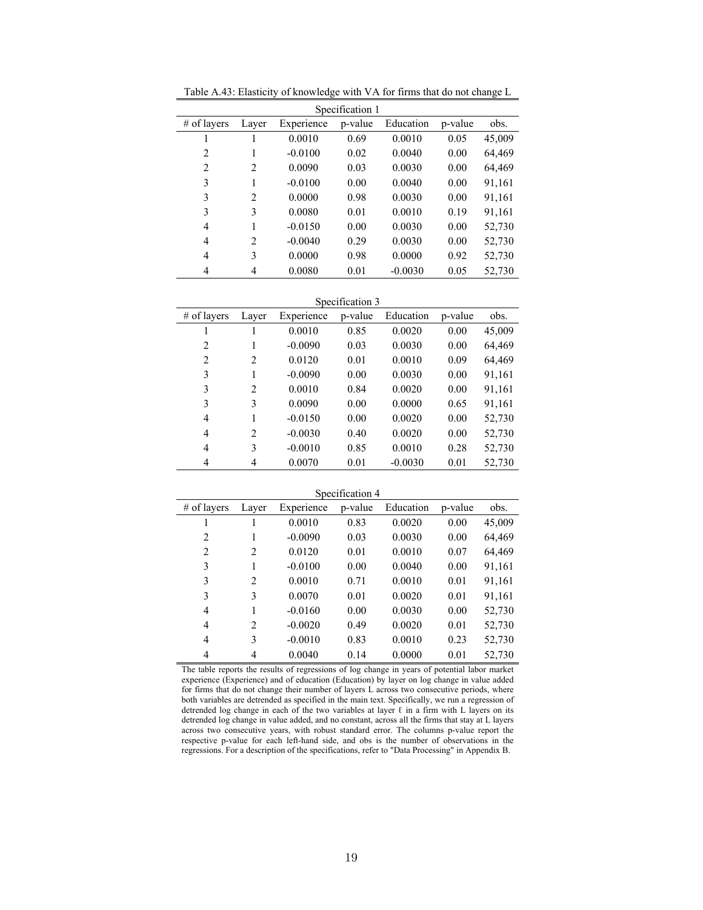Table A.43: Elasticity of knowledge with VA for firms that do not change L

Specification 1

| # of layers | Layer | Experience | p-value | Education | p-value | obs. |
|---|---|---|---|---|---|---|
| 1 | 1 | 0.0010 | 0.69 | 0.0010 | 0.05 | 45,009 |
| 2 | 1 | -0.0100 | 0.02 | 0.0040 | 0.00 | 64,469 |
| 2 | 2 | 0.0090 | 0.03 | 0.0030 | 0.00 | 64,469 |
| 3 | 1 | -0.0100 | 0.00 | 0.0040 | 0.00 | 91,161 |
| 3 | 2 | 0.0000 | 0.98 | 0.0030 | 0.00 | 91,161 |
| 3 | 3 | 0.0080 | 0.01 | 0.0010 | 0.19 | 91,161 |
| 4 | 1 | -0.0150 | 0.00 | 0.0030 | 0.00 | 52,730 |
| 4 | 2 | -0.0040 | 0.29 | 0.0030 | 0.00 | 52,730 |
| 4 | 3 | 0.0000 | 0.98 | 0.0000 | 0.92 | 52,730 |
| 4 | 4 | 0.0080 | 0.01 | -0.0030 | 0.05 | 52,730 |

Specification 3

| # of layers | Layer | Experience | p-value | Education | p-value | obs. |
|---|---|---|---|---|---|---|
| 1 | 1 | 0.0010 | 0.85 | 0.0020 | 0.00 | 45,009 |
| 2 | 1 | -0.0090 | 0.03 | 0.0030 | 0.00 | 64,469 |
| 2 | 2 | 0.0120 | 0.01 | 0.0010 | 0.09 | 64,469 |
| 3 | 1 | -0.0090 | 0.00 | 0.0030 | 0.00 | 91,161 |
| 3 | 2 | 0.0010 | 0.84 | 0.0020 | 0.00 | 91,161 |
| 3 | 3 | 0.0090 | 0.00 | 0.0000 | 0.65 | 91,161 |
| 4 | 1 | -0.0150 | 0.00 | 0.0020 | 0.00 | 52,730 |
| 4 | 2 | -0.0030 | 0.40 | 0.0020 | 0.00 | 52,730 |
| 4 | 3 | -0.0010 | 0.85 | 0.0010 | 0.28 | 52,730 |
| 4 | 4 | 0.0070 | 0.01 | -0.0030 | 0.01 | 52,730 |

Specification 4

| # of layers | Layer | Experience | p-value | Education | p-value | obs. |
|---|---|---|---|---|---|---|
| 1 | 1 | 0.0010 | 0.83 | 0.0020 | 0.00 | 45,009 |
| 2 | 1 | -0.0090 | 0.03 | 0.0030 | 0.00 | 64,469 |
| 2 | 2 | 0.0120 | 0.01 | 0.0010 | 0.07 | 64,469 |
| 3 | 1 | -0.0100 | 0.00 | 0.0040 | 0.00 | 91,161 |
| 3 | 2 | 0.0010 | 0.71 | 0.0010 | 0.01 | 91,161 |
| 3 | 3 | 0.0070 | 0.01 | 0.0020 | 0.01 | 91,161 |
| 4 | 1 | -0.0160 | 0.00 | 0.0030 | 0.00 | 52,730 |
| 4 | 2 | -0.0020 | 0.49 | 0.0020 | 0.01 | 52,730 |
| 4 | 3 | -0.0010 | 0.83 | 0.0010 | 0.23 | 52,730 |
| 4 | 4 | 0.0040 | 0.14 | 0.0000 | 0.01 | 52,730 |

The table reports the results of regressions of log change in years of potential labor market experience (Experience) and of education (Education) by layer on log change in value added for firms that do not change their number of layers L across two consecutive periods, where both variables are detrended as specified in the main text. Specifically, we run a regression of detrended log change in each of the two variables at layer ℓ in a firm with L layers on its detrended log change in value added, and no constant, across all the firms that stay at L layers across two consecutive years, with robust standard error. The columns p-value report the respective p-value for each left-hand side, and obs is the number of observations in the regressions. For a description of the specifications, refer to "Data Processing" in Appendix B.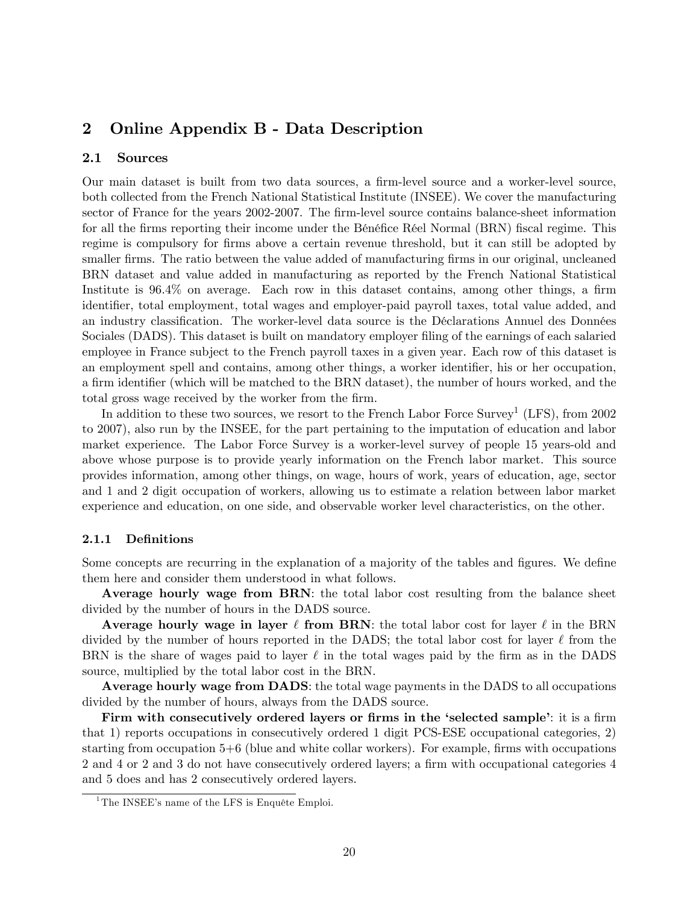## 2 Online Appendix B - Data Description

### 2.1 Sources

Our main dataset is built from two data sources, a firm-level source and a worker-level source, both collected from the French National Statistical Institute (INSEE). We cover the manufacturing sector of France for the years 2002-2007. The firm-level source contains balance-sheet information for all the firms reporting their income under the Bénéfice Réel Normal (BRN) fiscal regime. This regime is compulsory for firms above a certain revenue threshold, but it can still be adopted by smaller firms. The ratio between the value added of manufacturing firms in our original, uncleaned BRN dataset and value added in manufacturing as reported by the French National Statistical Institute is 96.4% on average. Each row in this dataset contains, among other things, a firm identifier, total employment, total wages and employer-paid payroll taxes, total value added, and an industry classification. The worker-level data source is the Déclarations Annuel des Données Sociales (DADS). This dataset is built on mandatory employer filing of the earnings of each salaried employee in France subject to the French payroll taxes in a given year. Each row of this dataset is an employment spell and contains, among other things, a worker identifier, his or her occupation, a firm identifier (which will be matched to the BRN dataset), the number of hours worked, and the total gross wage received by the worker from the firm.

In addition to these two sources, we resort to the French Labor Force Survey[1] (LFS), from 2002 to 2007), also run by the INSEE, for the part pertaining to the imputation of education and labor market experience. The Labor Force Survey is a worker-level survey of people 15 years-old and above whose purpose is to provide yearly information on the French labor market. This source provides information, among other things, on wage, hours of work, years of education, age, sector and 1 and 2 digit occupation of workers, allowing us to estimate a relation between labor market experience and education, on one side, and observable worker level characteristics, on the other.

#### 2.1.1 Definitions

Some concepts are recurring in the explanation of a majority of the tables and figures. We define them here and consider them understood in what follows.

**Average hourly wage from BRN**: the total labor cost resulting from the balance sheet divided by the number of hours in the DADS source.

**Average hourly wage in layer $\ell$ from BRN**: the total labor cost for layer $\ell$ in the BRN divided by the number of hours reported in the DADS; the total labor cost for layer $\ell$ from the BRN is the share of wages paid to layer $\ell$ in the total wages paid by the firm as in the DADS source, multiplied by the total labor cost in the BRN.

**Average hourly wage from DADS**: the total wage payments in the DADS to all occupations divided by the number of hours, always from the DADS source.

**Firm with consecutively ordered layers or firms in the 'selected sample'**: it is a firm that 1) reports occupations in consecutively ordered 1 digit PCS-ESE occupational categories, 2) starting from occupation 5+6 (blue and white collar workers). For example, firms with occupations 2 and 4 or 2 and 3 do not have consecutively ordered layers; a firm with occupational categories 4 and 5 does and has 2 consecutively ordered layers.

[1] The INSEE's name of the LFS is Enquête Emploi.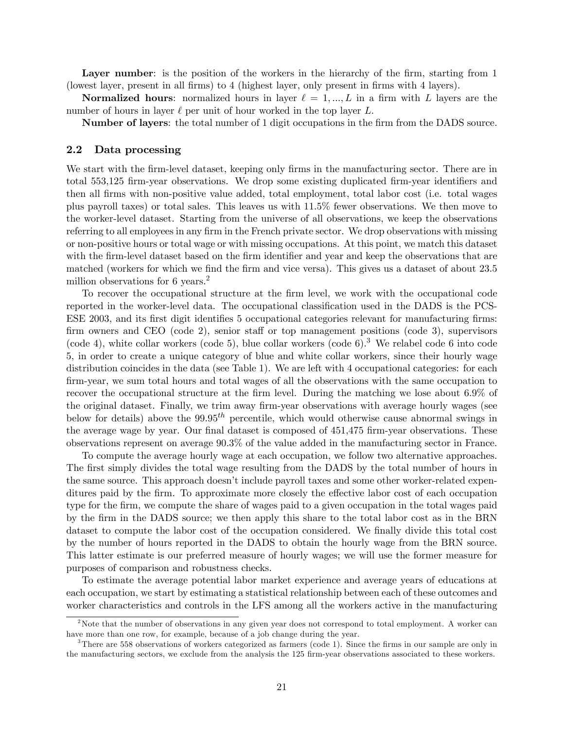**Layer number**: is the position of the workers in the hierarchy of the firm, starting from 1 (lowest layer, present in all firms) to 4 (highest layer, only present in firms with 4 layers).

**Normalized hours**: normalized hours in layer $\ell = 1, ..., L$ in a firm with $L$ layers are the number of hours in layer $\ell$ per unit of hour worked in the top layer $L$.

**Number of layers**: the total number of 1 digit occupations in the firm from the DADS source.

### 2.2 Data processing

We start with the firm-level dataset, keeping only firms in the manufacturing sector. There are in total 553,125 firm-year observations. We drop some existing duplicated firm-year identifiers and then all firms with non-positive value added, total employment, total labor cost (i.e. total wages plus payroll taxes) or total sales. This leaves us with 11.5% fewer observations. We then move to the worker-level dataset. Starting from the universe of all observations, we keep the observations referring to all employees in any firm in the French private sector. We drop observations with missing or non-positive hours or total wage or with missing occupations. At this point, we match this dataset with the firm-level dataset based on the firm identifier and year and keep the observations that are matched (workers for which we find the firm and vice versa). This gives us a dataset of about 23.5 million observations for 6 years.[2]

To recover the occupational structure at the firm level, we work with the occupational code reported in the worker-level data. The occupational classification used in the DADS is the PCS-ESE 2003, and its first digit identifies 5 occupational categories relevant for manufacturing firms: firm owners and CEO (code 2), senior staff or top management positions (code 3), supervisors (code 4), white collar workers (code 5), blue collar workers (code 6).[3] We relabel code 6 into code 5, in order to create a unique category of blue and white collar workers, since their hourly wage distribution coincides in the data (see Table 1). We are left with 4 occupational categories: for each firm-year, we sum total hours and total wages of all the observations with the same occupation to recover the occupational structure at the firm level. During the matching we lose about 6.9% of the original dataset. Finally, we trim away firm-year observations with average hourly wages (see below for details) above the $99.95^{th}$ percentile, which would otherwise cause abnormal swings in the average wage by year. Our final dataset is composed of 451,475 firm-year observations. These observations represent on average 90.3% of the value added in the manufacturing sector in France.

To compute the average hourly wage at each occupation, we follow two alternative approaches. The first simply divides the total wage resulting from the DADS by the total number of hours in the same source. This approach doesn't include payroll taxes and some other worker-related expenditures paid by the firm. To approximate more closely the effective labor cost of each occupation type for the firm, we compute the share of wages paid to a given occupation in the total wages paid by the firm in the DADS source; we then apply this share to the total labor cost as in the BRN dataset to compute the labor cost of the occupation considered. We finally divide this total cost by the number of hours reported in the DADS to obtain the hourly wage from the BRN source. This latter estimate is our preferred measure of hourly wages; we will use the former measure for purposes of comparison and robustness checks.

To estimate the average potential labor market experience and average years of educations at each occupation, we start by estimating a statistical relationship between each of these outcomes and worker characteristics and controls in the LFS among all the workers active in the manufacturing

[2] Note that the number of observations in any given year does not correspond to total employment. A worker can have more than one row, for example, because of a job change during the year.

[3] There are 558 observations of workers categorized as farmers (code 1). Since the firms in our sample are only in the manufacturing sectors, we exclude from the analysis the 125 firm-year observations associated to these workers.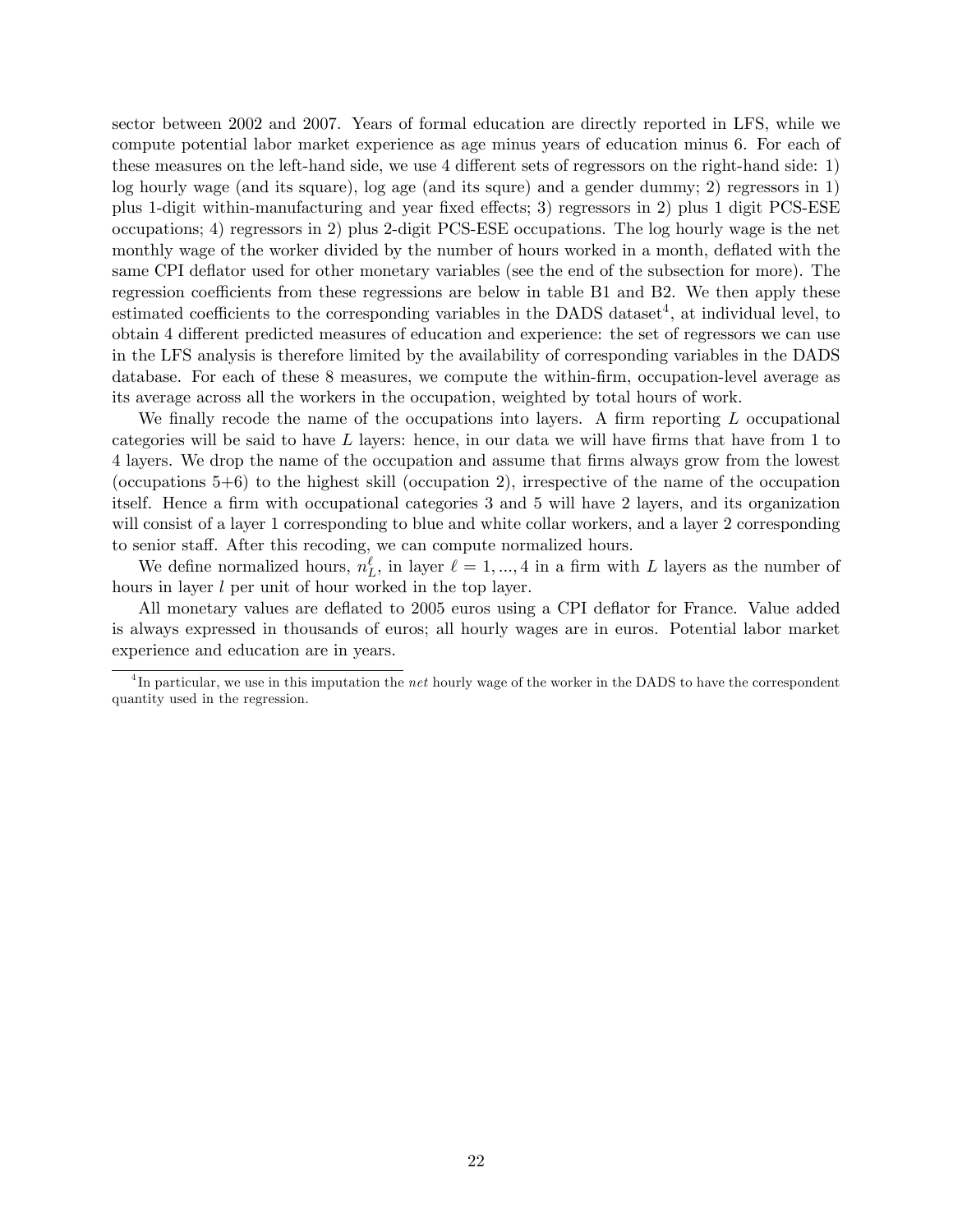sector between 2002 and 2007. Years of formal education are directly reported in LFS, while we compute potential labor market experience as age minus years of education minus 6. For each of these measures on the left-hand side, we use 4 different sets of regressors on the right-hand side: 1) log hourly wage (and its square), log age (and its squre) and a gender dummy; 2) regressors in 1) plus 1-digit within-manufacturing and year fixed effects; 3) regressors in 2) plus 1 digit PCS-ESE occupations; 4) regressors in 2) plus 2-digit PCS-ESE occupations. The log hourly wage is the net monthly wage of the worker divided by the number of hours worked in a month, deflated with the same CPI deflator used for other monetary variables (see the end of the subsection for more). The regression coefficients from these regressions are below in table B1 and B2. We then apply these estimated coefficients to the corresponding variables in the DADS dataset[4], at individual level, to obtain 4 different predicted measures of education and experience: the set of regressors we can use in the LFS analysis is therefore limited by the availability of corresponding variables in the DADS database. For each of these 8 measures, we compute the within-firm, occupation-level average as its average across all the workers in the occupation, weighted by total hours of work.

We finally recode the name of the occupations into layers. A firm reporting $L$ occupational categories will be said to have $L$ layers: hence, in our data we will have firms that have from 1 to 4 layers. We drop the name of the occupation and assume that firms always grow from the lowest (occupations 5+6) to the highest skill (occupation 2), irrespective of the name of the occupation itself. Hence a firm with occupational categories 3 and 5 will have 2 layers, and its organization will consist of a layer 1 corresponding to blue and white collar workers, and a layer 2 corresponding to senior staff. After this recoding, we can compute normalized hours.

We define normalized hours, $n_L^\ell$, in layer $\ell = 1, ..., 4$ in a firm with $L$ layers as the number of hours in layer $l$ per unit of hour worked in the top layer.

All monetary values are deflated to 2005 euros using a CPI deflator for France. Value added is always expressed in thousands of euros; all hourly wages are in euros. Potential labor market experience and education are in years.

[4] In particular, we use in this imputation the *net* hourly wage of the worker in the DADS to have the correspondent quantity used in the regression.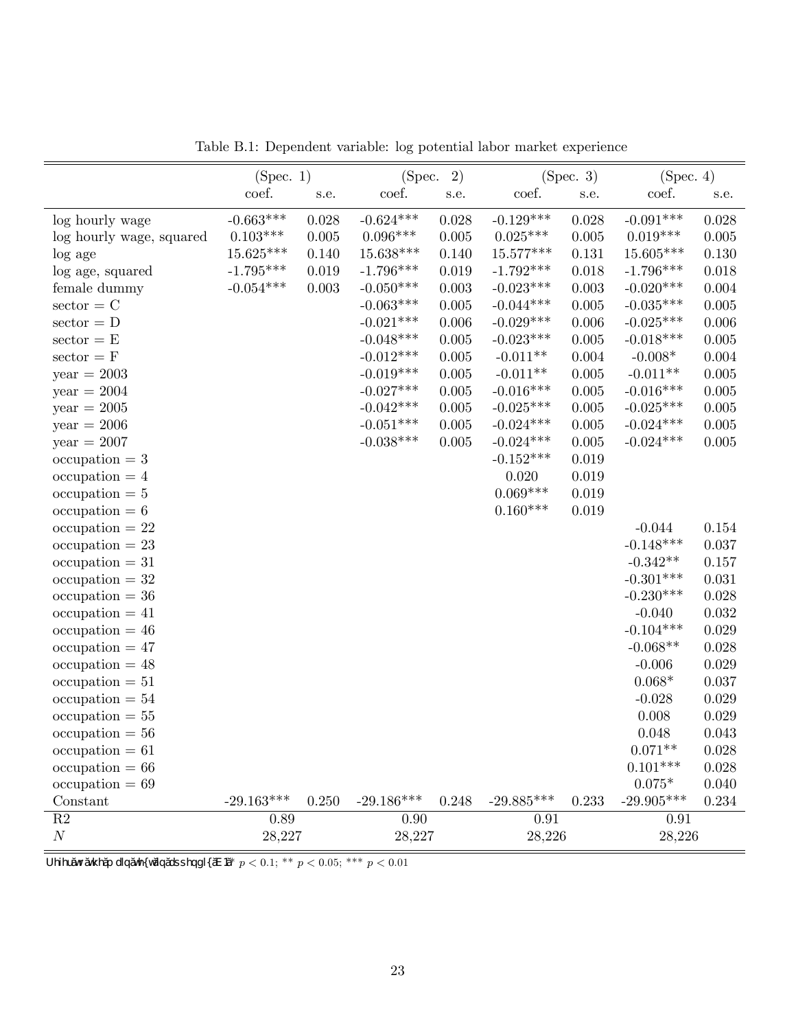Table B.1: Dependent variable: log potential labor market experience

| | (Spec. 1) | | (Spec. 2) | | (Spec. 3) | | (Spec. 4) | |
|---|---|---|---|---|---|---|---|---|
| | coef. | s.e. | coef. | s.e. | coef. | s.e. | coef. | s.e. |
| log hourly wage | -0.663*** | 0.028 | -0.624*** | 0.028 | -0.129*** | 0.028 | -0.091*** | 0.028 |
| log hourly wage, squared | 0.103*** | 0.005 | 0.096*** | 0.005 | 0.025*** | 0.005 | 0.019*** | 0.005 |
| log age | 15.625*** | 0.140 | 15.638*** | 0.140 | 15.577*** | 0.131 | 15.605*** | 0.130 |
| log age, squared | -1.795*** | 0.019 | -1.796*** | 0.019 | -1.792*** | 0.018 | -1.796*** | 0.018 |
| female dummy | -0.054*** | 0.003 | -0.050*** | 0.003 | -0.023*** | 0.003 | -0.020*** | 0.004 |
| sector = C | | | -0.063*** | 0.005 | -0.044*** | 0.005 | -0.035*** | 0.005 |
| sector = D | | | -0.021*** | 0.006 | -0.029*** | 0.006 | -0.025*** | 0.006 |
| sector = E | | | -0.048*** | 0.005 | -0.023*** | 0.005 | -0.018*** | 0.005 |
| sector = F | | | -0.012*** | 0.005 | -0.011** | 0.004 | -0.008* | 0.004 |
| year = 2003 | | | -0.019*** | 0.005 | -0.011** | 0.005 | -0.011** | 0.005 |
| year = 2004 | | | -0.027*** | 0.005 | -0.016*** | 0.005 | -0.016*** | 0.005 |
| year = 2005 | | | -0.042*** | 0.005 | -0.025*** | 0.005 | -0.025*** | 0.005 |
| year = 2006 | | | -0.051*** | 0.005 | -0.024*** | 0.005 | -0.024*** | 0.005 |
| year = 2007 | | | -0.038*** | 0.005 | -0.024*** | 0.005 | -0.024*** | 0.005 |
| occupation = 3 | | | | | -0.152*** | 0.019 | | |
| occupation = 4 | | | | | 0.020 | 0.019 | | |
| occupation = 5 | | | | | 0.069*** | 0.019 | | |
| occupation = 6 | | | | | 0.160*** | 0.019 | | |
| occupation = 22 | | | | | | | -0.044 | 0.154 |
| occupation = 23 | | | | | | | -0.148*** | 0.037 |
| occupation = 31 | | | | | | | -0.342** | 0.157 |
| occupation = 32 | | | | | | | -0.301*** | 0.031 |
| occupation = 36 | | | | | | | -0.230*** | 0.028 |
| occupation = 41 | | | | | | | -0.040 | 0.032 |
| occupation = 46 | | | | | | | -0.104*** | 0.029 |
| occupation = 47 | | | | | | | -0.068** | 0.028 |
| occupation = 48 | | | | | | | -0.006 | 0.029 |
| occupation = 51 | | | | | | | 0.068* | 0.037 |
| occupation = 54 | | | | | | | -0.028 | 0.029 |
| occupation = 55 | | | | | | | 0.008 | 0.029 |
| occupation = 56 | | | | | | | 0.048 | 0.043 |
| occupation = 61 | | | | | | | 0.071** | 0.028 |
| occupation = 66 | | | | | | | 0.101*** | 0.028 |
| occupation = 69 | | | | | | | 0.075* | 0.040 |
| Constant | -29.163*** | 0.250 | -29.186*** | 0.248 | -29.885*** | 0.233 | -29.905*** | 0.234 |
| R2 | 0.89 | | 0.90 | | 0.91 | | 0.91 | |
| $N$ | 28,227 | | 28,227 | | 28,226 | | 28,226 | |

Uhihuhqfh fdwhjru| wkh pdlq vhfwru wdnhq dsshqgl{ E1 * $p < 0.1$; ** $p < 0.05$; *** $p < 0.01$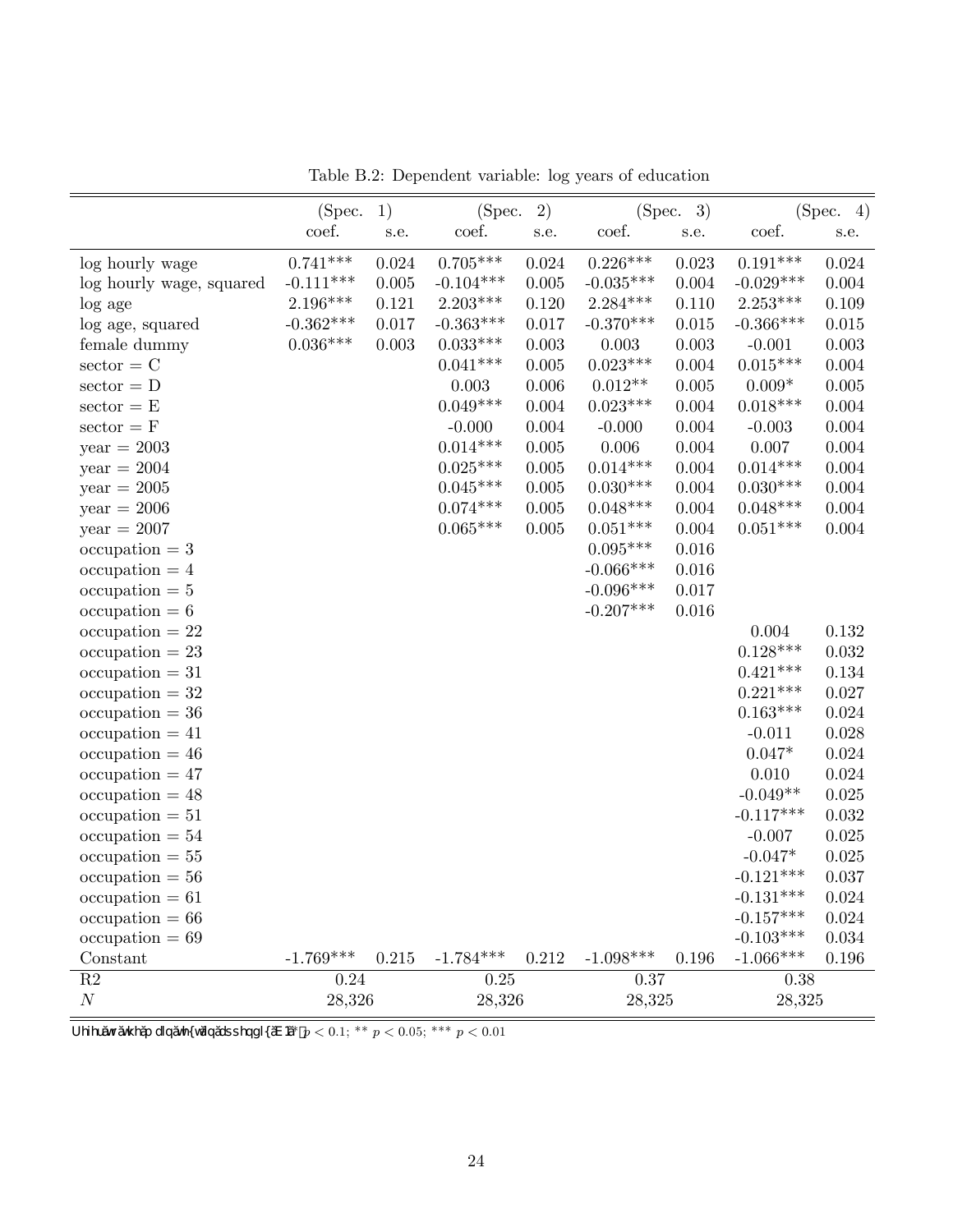Table B.2: Dependent variable: log years of education

| | (Spec. 1) | | (Spec. 2) | | (Spec. 3) | | (Spec. 4) | |
|---|---|---|---|---|---|---|---|---|
| | coef. | s.e. | coef. | s.e. | coef. | s.e. | coef. | s.e. |
| log hourly wage | 0.741*** | 0.024 | 0.705*** | 0.024 | 0.226*** | 0.023 | 0.191*** | 0.024 |
| log hourly wage, squared | -0.111*** | 0.005 | -0.104*** | 0.005 | -0.035*** | 0.004 | -0.029*** | 0.004 |
| log age | 2.196*** | 0.121 | 2.203*** | 0.120 | 2.284*** | 0.110 | 2.253*** | 0.109 |
| log age, squared | -0.362*** | 0.017 | -0.363*** | 0.017 | -0.370*** | 0.015 | -0.366*** | 0.015 |
| female dummy | 0.036*** | 0.003 | 0.033*** | 0.003 | 0.003 | 0.003 | -0.001 | 0.003 |
| sector = C | | | 0.041*** | 0.005 | 0.023*** | 0.004 | 0.015*** | 0.004 |
| sector = D | | | 0.003 | 0.006 | 0.012** | 0.005 | 0.009* | 0.005 |
| sector = E | | | 0.049*** | 0.004 | 0.023*** | 0.004 | 0.018*** | 0.004 |
| sector = F | | | -0.000 | 0.004 | -0.000 | 0.004 | -0.003 | 0.004 |
| year = 2003 | | | 0.014*** | 0.005 | 0.006 | 0.004 | 0.007 | 0.004 |
| year = 2004 | | | 0.025*** | 0.005 | 0.014*** | 0.004 | 0.014*** | 0.004 |
| year = 2005 | | | 0.045*** | 0.005 | 0.030*** | 0.004 | 0.030*** | 0.004 |
| year = 2006 | | | 0.074*** | 0.005 | 0.048*** | 0.004 | 0.048*** | 0.004 |
| year = 2007 | | | 0.065*** | 0.005 | 0.051*** | 0.004 | 0.051*** | 0.004 |
| occupation = 3 | | | | | 0.095*** | 0.016 | | |
| occupation = 4 | | | | | -0.066*** | 0.016 | | |
| occupation = 5 | | | | | -0.096*** | 0.017 | | |
| occupation = 6 | | | | | -0.207*** | 0.016 | | |
| occupation = 22 | | | | | | | 0.004 | 0.132 |
| occupation = 23 | | | | | | | 0.128*** | 0.032 |
| occupation = 31 | | | | | | | 0.421*** | 0.134 |
| occupation = 32 | | | | | | | 0.221*** | 0.027 |
| occupation = 36 | | | | | | | 0.163*** | 0.024 |
| occupation = 41 | | | | | | | -0.011 | 0.028 |
| occupation = 46 | | | | | | | 0.047* | 0.024 |
| occupation = 47 | | | | | | | 0.010 | 0.024 |
| occupation = 48 | | | | | | | -0.049** | 0.025 |
| occupation = 51 | | | | | | | -0.117*** | 0.032 |
| occupation = 54 | | | | | | | -0.007 | 0.025 |
| occupation = 55 | | | | | | | -0.047* | 0.025 |
| occupation = 56 | | | | | | | -0.121*** | 0.037 |
| occupation = 61 | | | | | | | -0.131*** | 0.024 |
| occupation = 66 | | | | | | | -0.157*** | 0.024 |
| occupation = 69 | | | | | | | -0.103*** | 0.034 |
| Constant | -1.769*** | 0.215 | -1.784*** | 0.212 | -1.098*** | 0.196 | -1.066*** | 0.196 |
| R2 | 0.24 | | 0.25 | | 0.37 | | 0.38 | |
| $N$ | 28,326 | | 28,326 | | 28,325 | | 28,325 | |

Reference category: see appendix. * $p < 0.1$; ** $p < 0.05$; *** $p < 0.01$